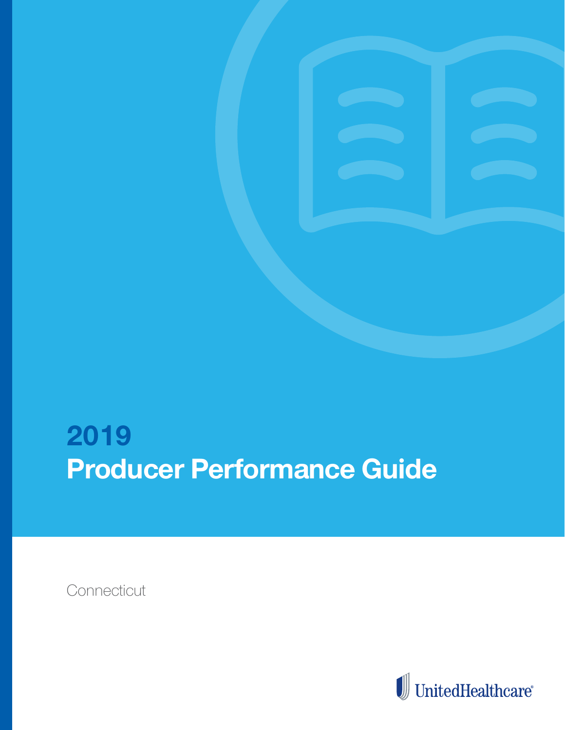# 2019 Producer Performance Guide

Connecticut

UnitedHealthcare®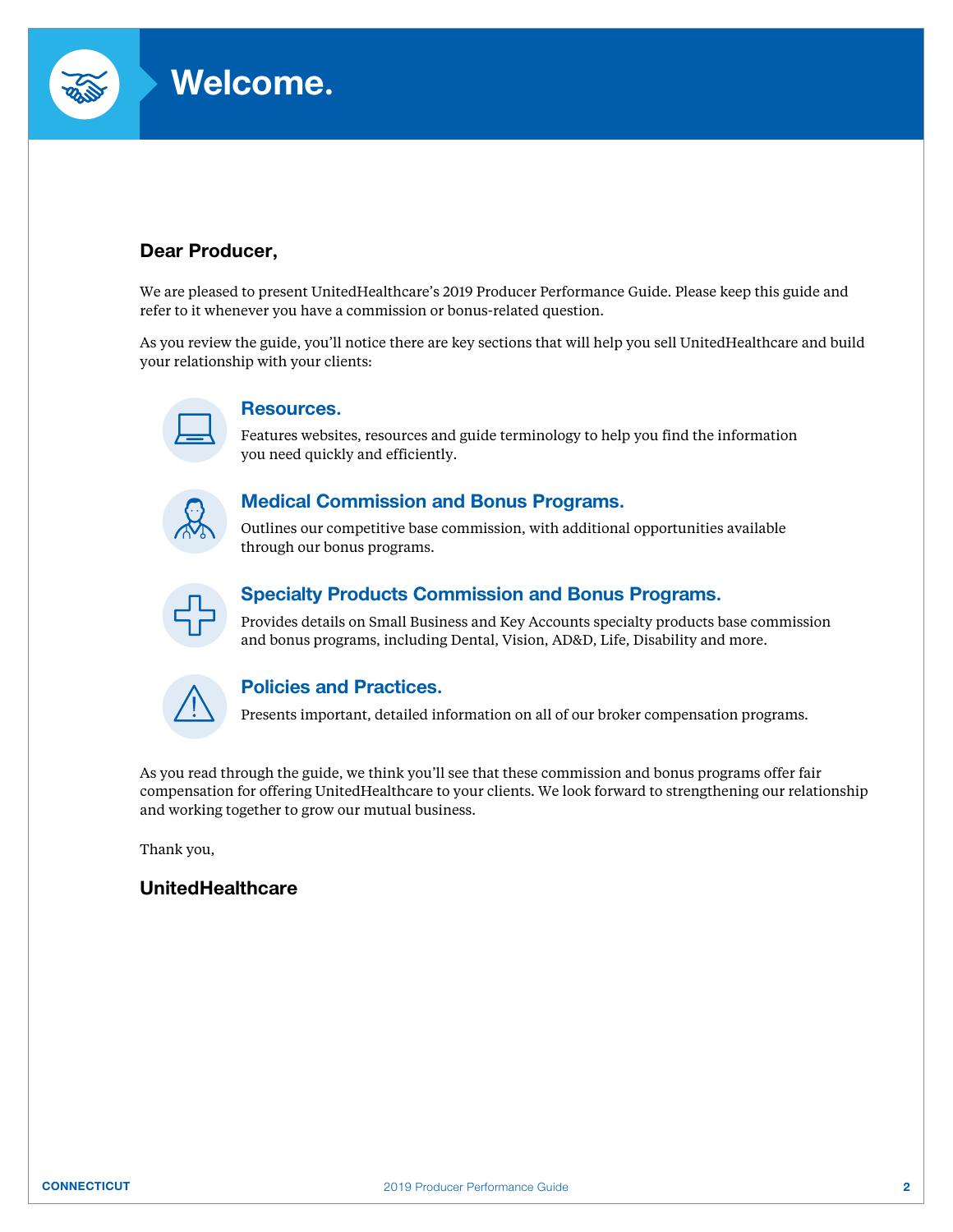# Welcome.

**Dear Producer,**

We are pleased to present UnitedHealthcare's 2019 Producer Performance Guide. Please keep this guide and refer to it whenever you have a commission or bonus-related question.

As you review the guide, you'll notice there are key sections that will help you sell UnitedHealthcare and build your relationship with your clients:

### Resources.

Features websites, resources and guide terminology to help you find the information you need quickly and efficiently.

### Medical Commission and Bonus Programs.

Outlines our competitive base commission, with additional opportunities available through our bonus programs.

### Specialty Products Commission and Bonus Programs.

Provides details on Small Business and Key Accounts specialty products base commission and bonus programs, including Dental, Vision, AD&D, Life, Disability and more.

### Policies and Practices.

Presents important, detailed information on all of our broker compensation programs.

As you read through the guide, we think you'll see that these commission and bonus programs offer fair compensation for offering UnitedHealthcare to your clients. We look forward to strengthening our relationship and working together to grow our mutual business.

Thank you,

**UnitedHealthcare**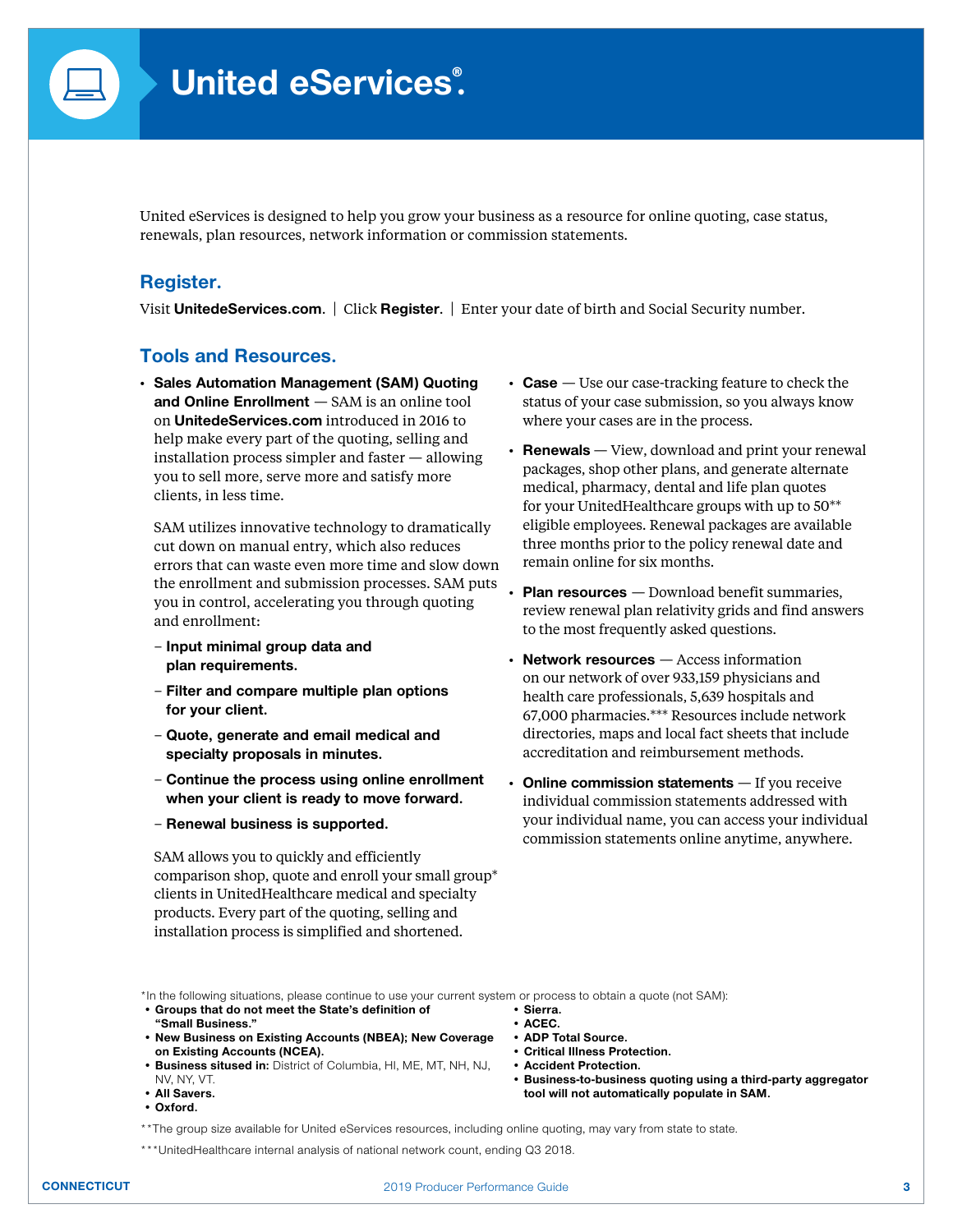# United eServices®.

United eServices is designed to help you grow your business as a resource for online quoting, case status, renewals, plan resources, network information or commission statements.

## Register.

Visit **UnitedeServices.com**. | Click **Register**. | Enter your date of birth and Social Security number.

## Tools and Resources.

- **Sales Automation Management (SAM) Quoting and Online Enrollment** — SAM is an online tool on **UnitedeServices.com** introduced in 2016 to help make every part of the quoting, selling and installation process simpler and faster — allowing you to sell more, serve more and satisfy more clients, in less time.

  SAM utilizes innovative technology to dramatically cut down on manual entry, which also reduces errors that can waste even more time and slow down the enrollment and submission processes. SAM puts you in control, accelerating you through quoting and enrollment:

  - **Input minimal group data and plan requirements.**
  - **Filter and compare multiple plan options for your client.**
  - **Quote, generate and email medical and specialty proposals in minutes.**
  - **Continue the process using online enrollment when your client is ready to move forward.**
  - **Renewal business is supported.**

  SAM allows you to quickly and efficiently comparison shop, quote and enroll your small group* clients in UnitedHealthcare medical and specialty products. Every part of the quoting, selling and installation process is simplified and shortened.

- **Case** — Use our case-tracking feature to check the status of your case submission, so you always know where your cases are in the process.
- **Renewals** — View, download and print your renewal packages, shop other plans, and generate alternate medical, pharmacy, dental and life plan quotes for your UnitedHealthcare groups with up to 50** eligible employees. Renewal packages are available three months prior to the policy renewal date and remain online for six months.
- **Plan resources** — Download benefit summaries, review renewal plan relativity grids and find answers to the most frequently asked questions.
- **Network resources** — Access information on our network of over 933,159 physicians and health care professionals, 5,639 hospitals and 67,000 pharmacies.*** Resources include network directories, maps and local fact sheets that include accreditation and reimbursement methods.
- **Online commission statements** — If you receive individual commission statements addressed with your individual name, you can access your individual commission statements online anytime, anywhere.

*In the following situations, please continue to use your current system or process to obtain a quote (not SAM):

- **Groups that do not meet the State's definition of "Small Business."**
- **New Business on Existing Accounts (NBEA); New Coverage on Existing Accounts (NCEA).**
- **Business sitused in:** District of Columbia, HI, ME, MT, NH, NJ, NV, NY, VT.
- **All Savers.**
- **Oxford.**
- **Sierra.**
- **ACEC.**
- **ADP Total Source.**
- **Critical Illness Protection.**
- **Accident Protection.**
- **Business-to-business quoting using a third-party aggregator tool will not automatically populate in SAM.**

**The group size available for United eServices resources, including online quoting, may vary from state to state.

***UnitedHealthcare internal analysis of national network count, ending Q3 2018.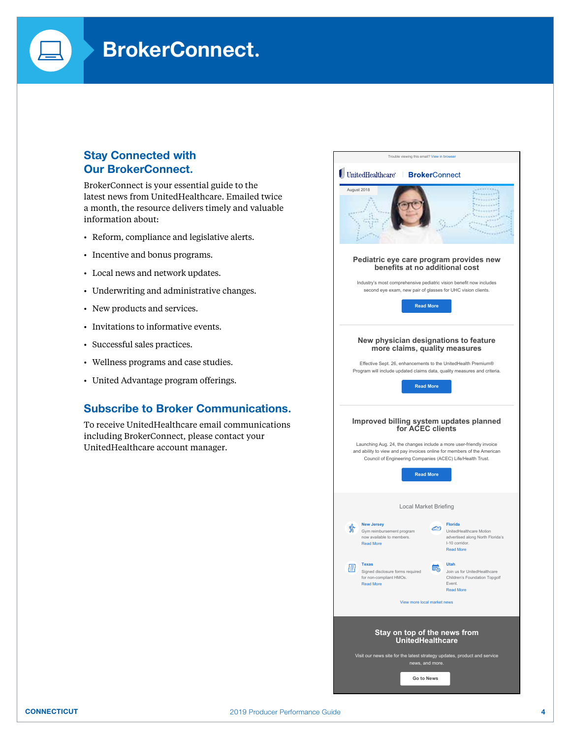# BrokerConnect.

## Stay Connected with Our BrokerConnect.

BrokerConnect is your essential guide to the latest news from UnitedHealthcare. Emailed twice a month, the resource delivers timely and valuable information about:

- Reform, compliance and legislative alerts.
- Incentive and bonus programs.
- Local news and network updates.
- Underwriting and administrative changes.
- New products and services.
- Invitations to informative events.
- Successful sales practices.
- Wellness programs and case studies.
- United Advantage program offerings.

## Subscribe to Broker Communications.

To receive UnitedHealthcare email communications including BrokerConnect, please contact your UnitedHealthcare account manager.

Trouble viewing this email? View in browser

UnitedHealthcare | BrokerConnect

August 2018

### Pediatric eye care program provides new benefits at no additional cost

Industry's most comprehensive pediatric vision benefit now includes second eye exam, new pair of glasses for UHC vision clients.

Read More

### New physician designations to feature more claims, quality measures

Effective Sept. 26, enhancements to the UnitedHealth Premium® Program will include updated claims data, quality measures and criteria.

Read More

### Improved billing system updates planned for ACEC clients

Launching Aug. 24, the changes include a more user-friendly invoice and ability to view and pay invoices online for members of the American Council of Engineering Companies (ACEC) Life/Health Trust.

Read More

Local Market Briefing

**New Jersey**
Gym reimbursement program now available to members.
Read More

**Florida**
UnitedHealthcare Motion advertised along North Florida's I-10 corridor.
Read More

**Texas**
Signed disclosure forms required for non-compliant HMOs.
Read More

**Utah**
Join us for UnitedHealthcare Children's Foundation Topgolf Event.
Read More

View more local market news

### Stay on top of the news from UnitedHealthcare

Visit our news site for the latest strategy updates, product and service news, and more.

Go to News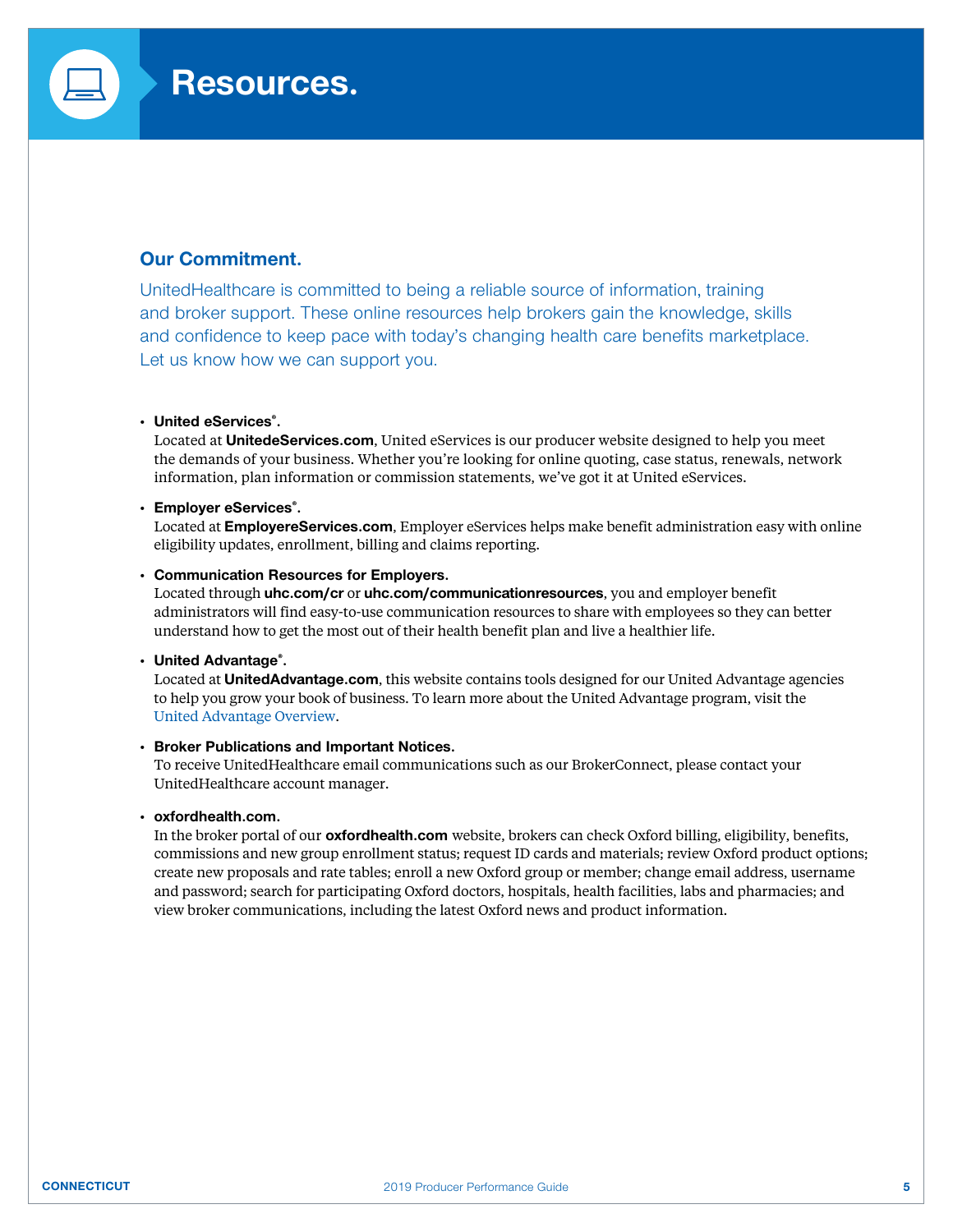# Resources.

## Our Commitment.

UnitedHealthcare is committed to being a reliable source of information, training and broker support. These online resources help brokers gain the knowledge, skills and confidence to keep pace with today's changing health care benefits marketplace. Let us know how we can support you.

- **United eServices®.**
  Located at **UnitedeServices.com**, United eServices is our producer website designed to help you meet the demands of your business. Whether you're looking for online quoting, case status, renewals, network information, plan information or commission statements, we've got it at United eServices.
- **Employer eServices®.**
  Located at **EmployereServices.com**, Employer eServices helps make benefit administration easy with online eligibility updates, enrollment, billing and claims reporting.
- **Communication Resources for Employers.**
  Located through **uhc.com/cr** or **uhc.com/communicationresources**, you and employer benefit administrators will find easy-to-use communication resources to share with employees so they can better understand how to get the most out of their health benefit plan and live a healthier life.
- **United Advantage®.**
  Located at **UnitedAdvantage.com**, this website contains tools designed for our United Advantage agencies to help you grow your book of business. To learn more about the United Advantage program, visit the United Advantage Overview.
- **Broker Publications and Important Notices.**
  To receive UnitedHealthcare email communications such as our BrokerConnect, please contact your UnitedHealthcare account manager.
- **oxfordhealth.com.**
  In the broker portal of our **oxfordhealth.com** website, brokers can check Oxford billing, eligibility, benefits, commissions and new group enrollment status; request ID cards and materials; review Oxford product options; create new proposals and rate tables; enroll a new Oxford group or member; change email address, username and password; search for participating Oxford doctors, hospitals, health facilities, labs and pharmacies; and view broker communications, including the latest Oxford news and product information.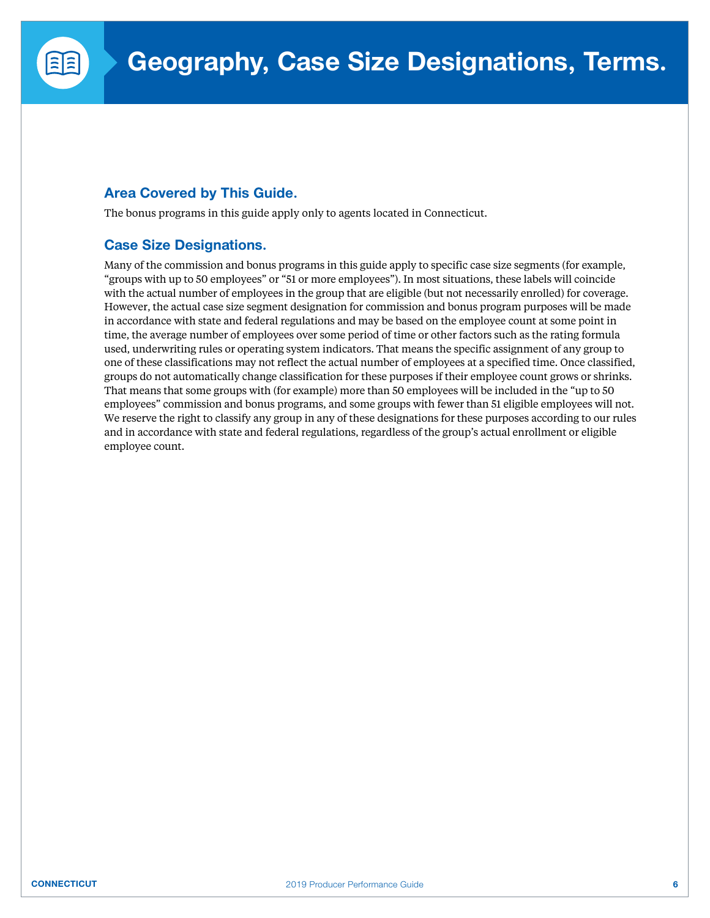# Geography, Case Size Designations, Terms.

## Area Covered by This Guide.

The bonus programs in this guide apply only to agents located in Connecticut.

## Case Size Designations.

Many of the commission and bonus programs in this guide apply to specific case size segments (for example, "groups with up to 50 employees" or "51 or more employees"). In most situations, these labels will coincide with the actual number of employees in the group that are eligible (but not necessarily enrolled) for coverage. However, the actual case size segment designation for commission and bonus program purposes will be made in accordance with state and federal regulations and may be based on the employee count at some point in time, the average number of employees over some period of time or other factors such as the rating formula used, underwriting rules or operating system indicators. That means the specific assignment of any group to one of these classifications may not reflect the actual number of employees at a specified time. Once classified, groups do not automatically change classification for these purposes if their employee count grows or shrinks. That means that some groups with (for example) more than 50 employees will be included in the "up to 50 employees" commission and bonus programs, and some groups with fewer than 51 eligible employees will not. We reserve the right to classify any group in any of these designations for these purposes according to our rules and in accordance with state and federal regulations, regardless of the group's actual enrollment or eligible employee count.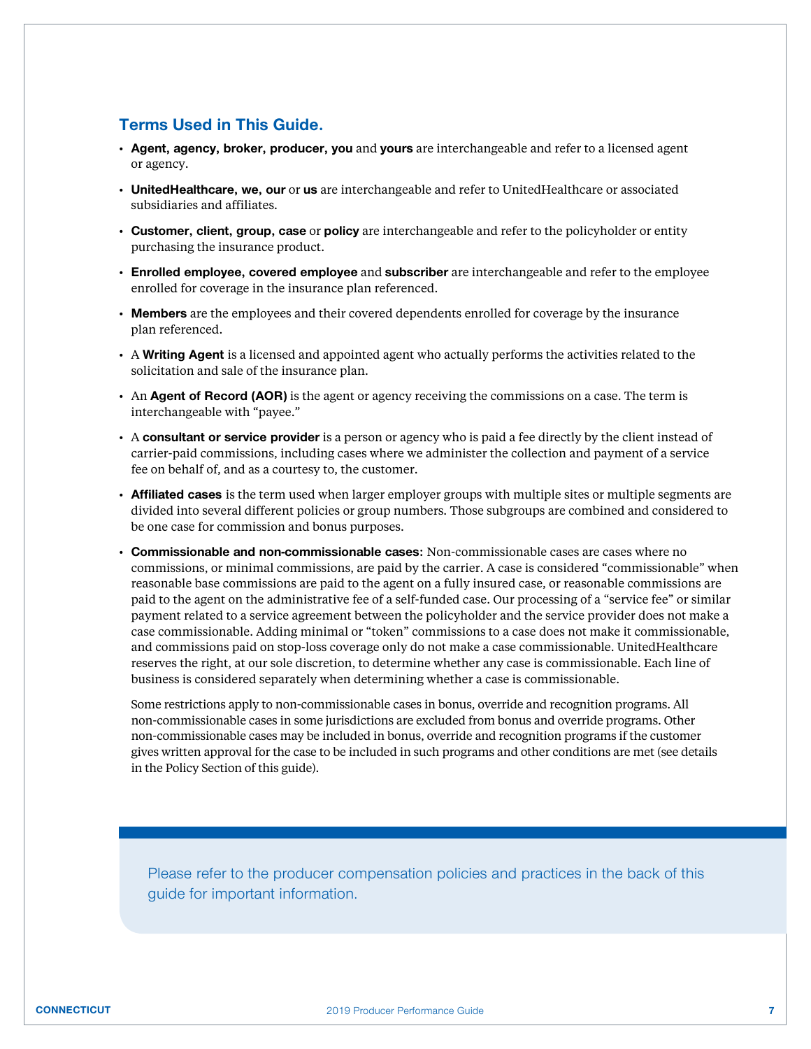## Terms Used in This Guide.

- **Agent, agency, broker, producer, you** and **yours** are interchangeable and refer to a licensed agent or agency.
- **UnitedHealthcare, we, our** or **us** are interchangeable and refer to UnitedHealthcare or associated subsidiaries and affiliates.
- **Customer, client, group, case** or **policy** are interchangeable and refer to the policyholder or entity purchasing the insurance product.
- **Enrolled employee, covered employee** and **subscriber** are interchangeable and refer to the employee enrolled for coverage in the insurance plan referenced.
- **Members** are the employees and their covered dependents enrolled for coverage by the insurance plan referenced.
- A **Writing Agent** is a licensed and appointed agent who actually performs the activities related to the solicitation and sale of the insurance plan.
- An **Agent of Record (AOR)** is the agent or agency receiving the commissions on a case. The term is interchangeable with "payee."
- A **consultant or service provider** is a person or agency who is paid a fee directly by the client instead of carrier-paid commissions, including cases where we administer the collection and payment of a service fee on behalf of, and as a courtesy to, the customer.
- **Affiliated cases** is the term used when larger employer groups with multiple sites or multiple segments are divided into several different policies or group numbers. Those subgroups are combined and considered to be one case for commission and bonus purposes.
- **Commissionable and non-commissionable cases:** Non-commissionable cases are cases where no commissions, or minimal commissions, are paid by the carrier. A case is considered "commissionable" when reasonable base commissions are paid to the agent on a fully insured case, or reasonable commissions are paid to the agent on the administrative fee of a self-funded case. Our processing of a "service fee" or similar payment related to a service agreement between the policyholder and the service provider does not make a case commissionable. Adding minimal or "token" commissions to a case does not make it commissionable, and commissions paid on stop-loss coverage only do not make a case commissionable. UnitedHealthcare reserves the right, at our sole discretion, to determine whether any case is commissionable. Each line of business is considered separately when determining whether a case is commissionable.

  Some restrictions apply to non-commissionable cases in bonus, override and recognition programs. All non-commissionable cases in some jurisdictions are excluded from bonus and override programs. Other non-commissionable cases may be included in bonus, override and recognition programs if the customer gives written approval for the case to be included in such programs and other conditions are met (see details in the Policy Section of this guide).

Please refer to the producer compensation policies and practices in the back of this guide for important information.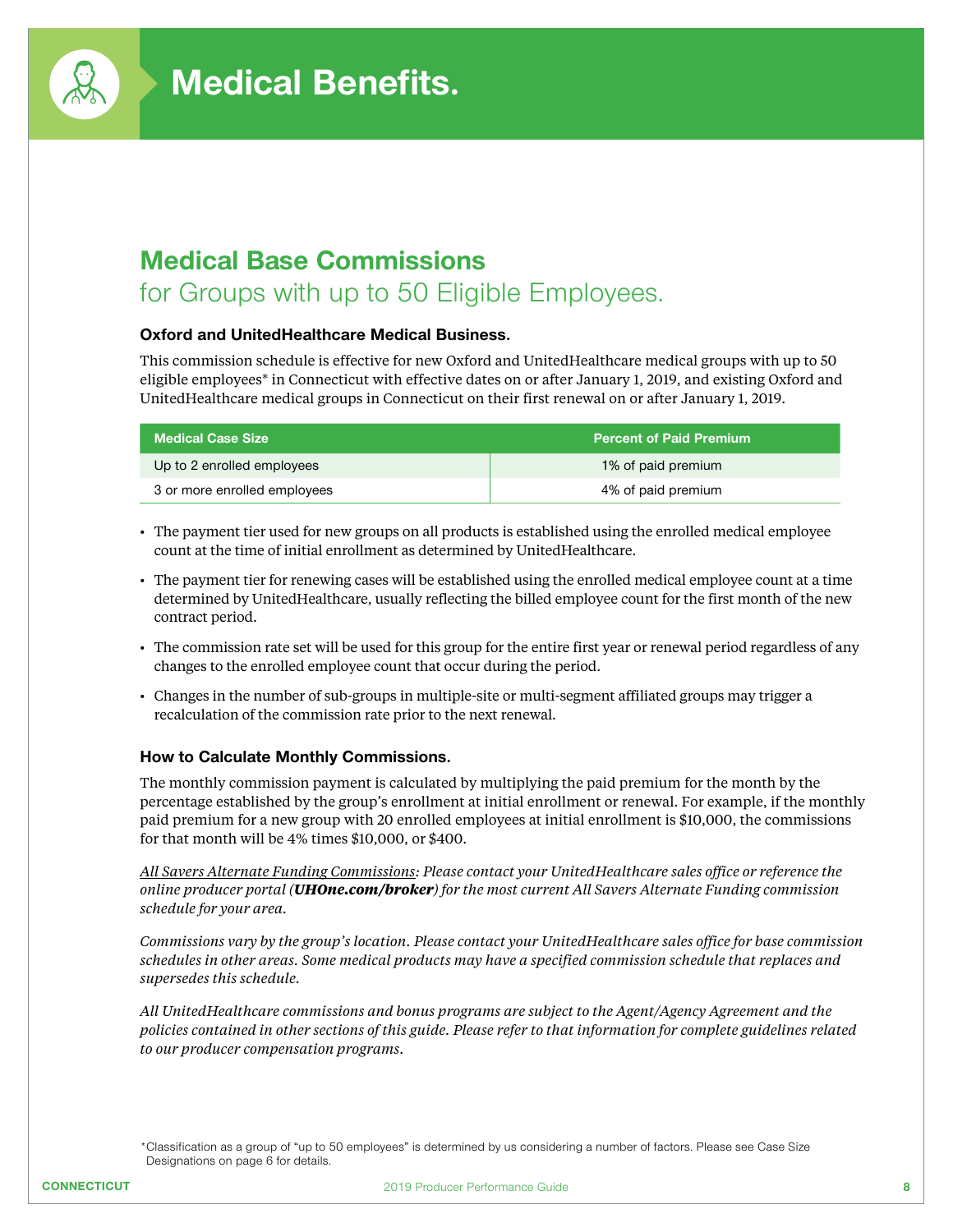# Medical Benefits.

## Medical Base Commissions
for Groups with up to 50 Eligible Employees.

### Oxford and UnitedHealthcare Medical Business.

This commission schedule is effective for new Oxford and UnitedHealthcare medical groups with up to 50 eligible employees* in Connecticut with effective dates on or after January 1, 2019, and existing Oxford and UnitedHealthcare medical groups in Connecticut on their first renewal on or after January 1, 2019.

| Medical Case Size | Percent of Paid Premium |
| --- | --- |
| Up to 2 enrolled employees | 1% of paid premium |
| 3 or more enrolled employees | 4% of paid premium |

- The payment tier used for new groups on all products is established using the enrolled medical employee count at the time of initial enrollment as determined by UnitedHealthcare.
- The payment tier for renewing cases will be established using the enrolled medical employee count at a time determined by UnitedHealthcare, usually reflecting the billed employee count for the first month of the new contract period.
- The commission rate set will be used for this group for the entire first year or renewal period regardless of any changes to the enrolled employee count that occur during the period.
- Changes in the number of sub-groups in multiple-site or multi-segment affiliated groups may trigger a recalculation of the commission rate prior to the next renewal.

### How to Calculate Monthly Commissions.

The monthly commission payment is calculated by multiplying the paid premium for the month by the percentage established by the group's enrollment at initial enrollment or renewal. For example, if the monthly paid premium for a new group with 20 enrolled employees at initial enrollment is $10,000, the commissions for that month will be 4% times $10,000, or $400.

*All Savers Alternate Funding Commissions: Please contact your UnitedHealthcare sales office or reference the online producer portal (**UHOne.com/broker**) for the most current All Savers Alternate Funding commission schedule for your area.*

*Commissions vary by the group's location. Please contact your UnitedHealthcare sales office for base commission schedules in other areas. Some medical products may have a specified commission schedule that replaces and supersedes this schedule.*

*All UnitedHealthcare commissions and bonus programs are subject to the Agent/Agency Agreement and the policies contained in other sections of this guide. Please refer to that information for complete guidelines related to our producer compensation programs.*

*Classification as a group of "up to 50 employees" is determined by us considering a number of factors. Please see Case Size Designations on page 6 for details.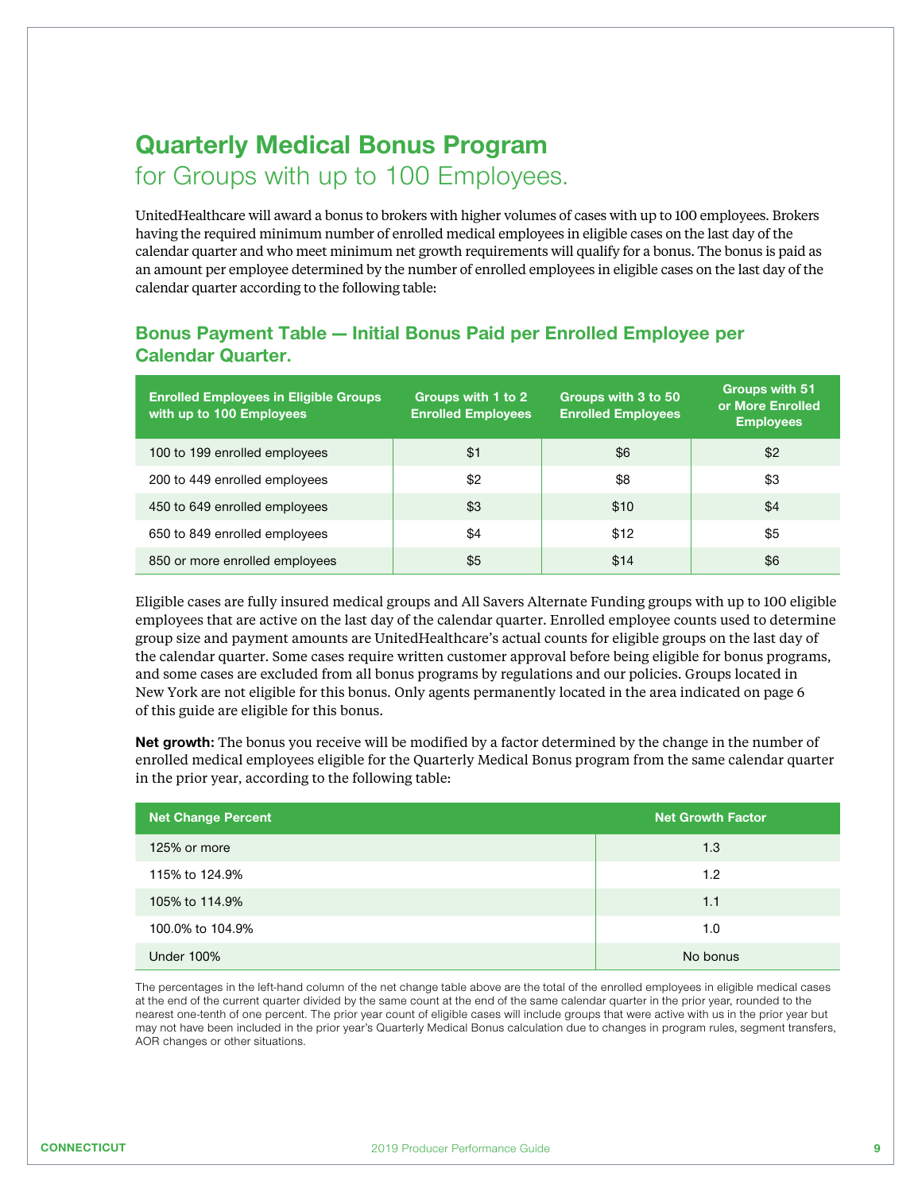# Quarterly Medical Bonus Program

## for Groups with up to 100 Employees.

UnitedHealthcare will award a bonus to brokers with higher volumes of cases with up to 100 employees. Brokers having the required minimum number of enrolled medical employees in eligible cases on the last day of the calendar quarter and who meet minimum net growth requirements will qualify for a bonus. The bonus is paid as an amount per employee determined by the number of enrolled employees in eligible cases on the last day of the calendar quarter according to the following table:

### Bonus Payment Table — Initial Bonus Paid per Enrolled Employee per Calendar Quarter.

| Enrolled Employees in Eligible Groups with up to 100 Employees | Groups with 1 to 2 Enrolled Employees | Groups with 3 to 50 Enrolled Employees | Groups with 51 or More Enrolled Employees |
|---|---|---|---|
| 100 to 199 enrolled employees | $1 | $6 | $2 |
| 200 to 449 enrolled employees | $2 | $8 | $3 |
| 450 to 649 enrolled employees | $3 | $10 | $4 |
| 650 to 849 enrolled employees | $4 | $12 | $5 |
| 850 or more enrolled employees | $5 | $14 | $6 |

Eligible cases are fully insured medical groups and All Savers Alternate Funding groups with up to 100 eligible employees that are active on the last day of the calendar quarter. Enrolled employee counts used to determine group size and payment amounts are UnitedHealthcare's actual counts for eligible groups on the last day of the calendar quarter. Some cases require written customer approval before being eligible for bonus programs, and some cases are excluded from all bonus programs by regulations and our policies. Groups located in New York are not eligible for this bonus. Only agents permanently located in the area indicated on page 6 of this guide are eligible for this bonus.

**Net growth:** The bonus you receive will be modified by a factor determined by the change in the number of enrolled medical employees eligible for the Quarterly Medical Bonus program from the same calendar quarter in the prior year, according to the following table:

| Net Change Percent | Net Growth Factor |
|---|---|
| 125% or more | 1.3 |
| 115% to 124.9% | 1.2 |
| 105% to 114.9% | 1.1 |
| 100.0% to 104.9% | 1.0 |
| Under 100% | No bonus |

The percentages in the left-hand column of the net change table above are the total of the enrolled employees in eligible medical cases at the end of the current quarter divided by the same count at the end of the same calendar quarter in the prior year, rounded to the nearest one-tenth of one percent. The prior year count of eligible cases will include groups that were active with us in the prior year but may not have been included in the prior year's Quarterly Medical Bonus calculation due to changes in program rules, segment transfers, AOR changes or other situations.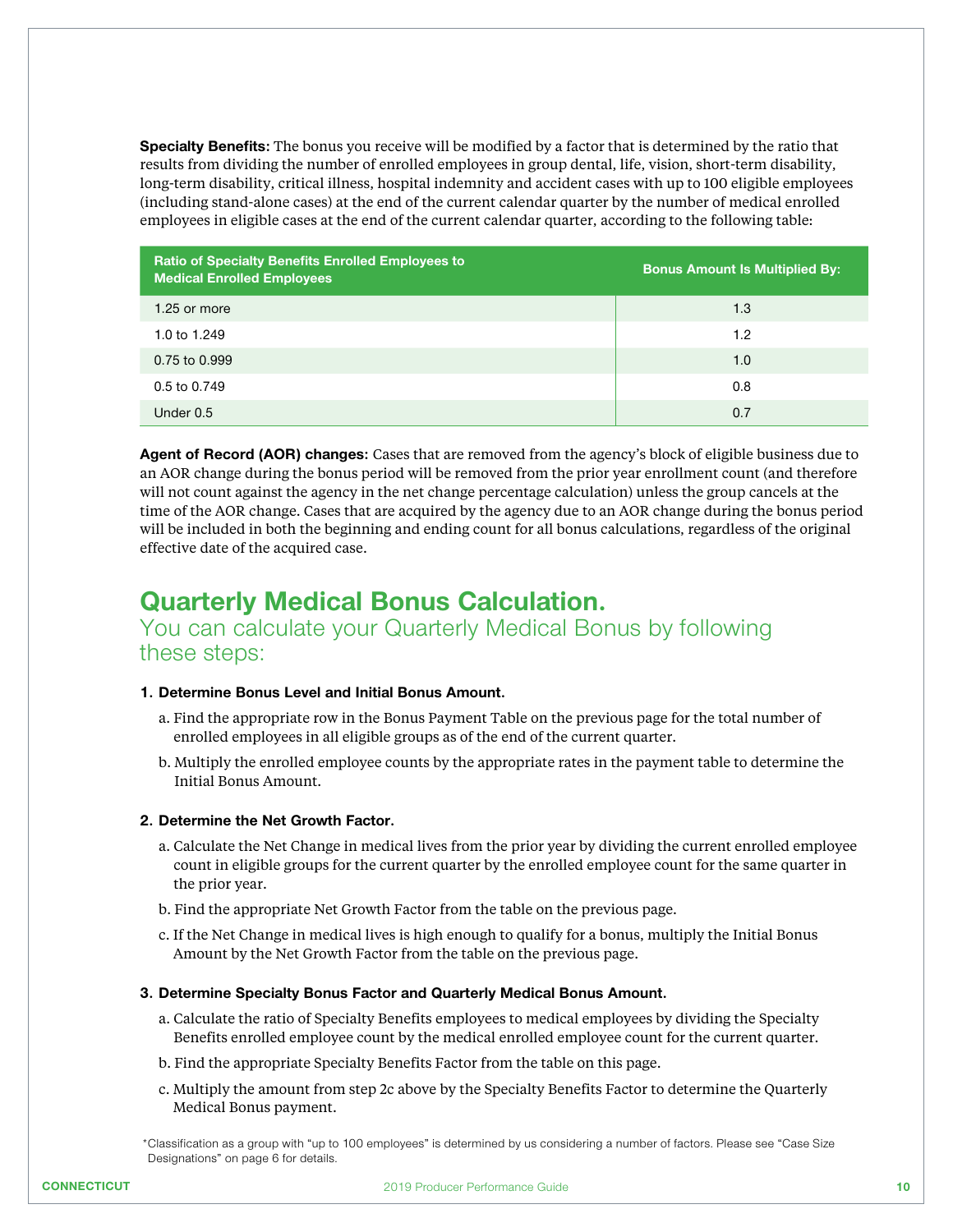**Specialty Benefits:** The bonus you receive will be modified by a factor that is determined by the ratio that results from dividing the number of enrolled employees in group dental, life, vision, short-term disability, long-term disability, critical illness, hospital indemnity and accident cases with up to 100 eligible employees (including stand-alone cases) at the end of the current calendar quarter by the number of medical enrolled employees in eligible cases at the end of the current calendar quarter, according to the following table:

| Ratio of Specialty Benefits Enrolled Employees to Medical Enrolled Employees | Bonus Amount Is Multiplied By: |
|---|---|
| 1.25 or more | 1.3 |
| 1.0 to 1.249 | 1.2 |
| 0.75 to 0.999 | 1.0 |
| 0.5 to 0.749 | 0.8 |
| Under 0.5 | 0.7 |

**Agent of Record (AOR) changes:** Cases that are removed from the agency's block of eligible business due to an AOR change during the bonus period will be removed from the prior year enrollment count (and therefore will not count against the agency in the net change percentage calculation) unless the group cancels at the time of the AOR change. Cases that are acquired by the agency due to an AOR change during the bonus period will be included in both the beginning and ending count for all bonus calculations, regardless of the original effective date of the acquired case.

## Quarterly Medical Bonus Calculation.

### You can calculate your Quarterly Medical Bonus by following these steps:

**1. Determine Bonus Level and Initial Bonus Amount.**

a. Find the appropriate row in the Bonus Payment Table on the previous page for the total number of enrolled employees in all eligible groups as of the end of the current quarter.

b. Multiply the enrolled employee counts by the appropriate rates in the payment table to determine the Initial Bonus Amount.

**2. Determine the Net Growth Factor.**

a. Calculate the Net Change in medical lives from the prior year by dividing the current enrolled employee count in eligible groups for the current quarter by the enrolled employee count for the same quarter in the prior year.

b. Find the appropriate Net Growth Factor from the table on the previous page.

c. If the Net Change in medical lives is high enough to qualify for a bonus, multiply the Initial Bonus Amount by the Net Growth Factor from the table on the previous page.

**3. Determine Specialty Bonus Factor and Quarterly Medical Bonus Amount.**

a. Calculate the ratio of Specialty Benefits employees to medical employees by dividing the Specialty Benefits enrolled employee count by the medical enrolled employee count for the current quarter.

b. Find the appropriate Specialty Benefits Factor from the table on this page.

c. Multiply the amount from step 2c above by the Specialty Benefits Factor to determine the Quarterly Medical Bonus payment.

*Classification as a group with "up to 100 employees" is determined by us considering a number of factors. Please see "Case Size Designations" on page 6 for details.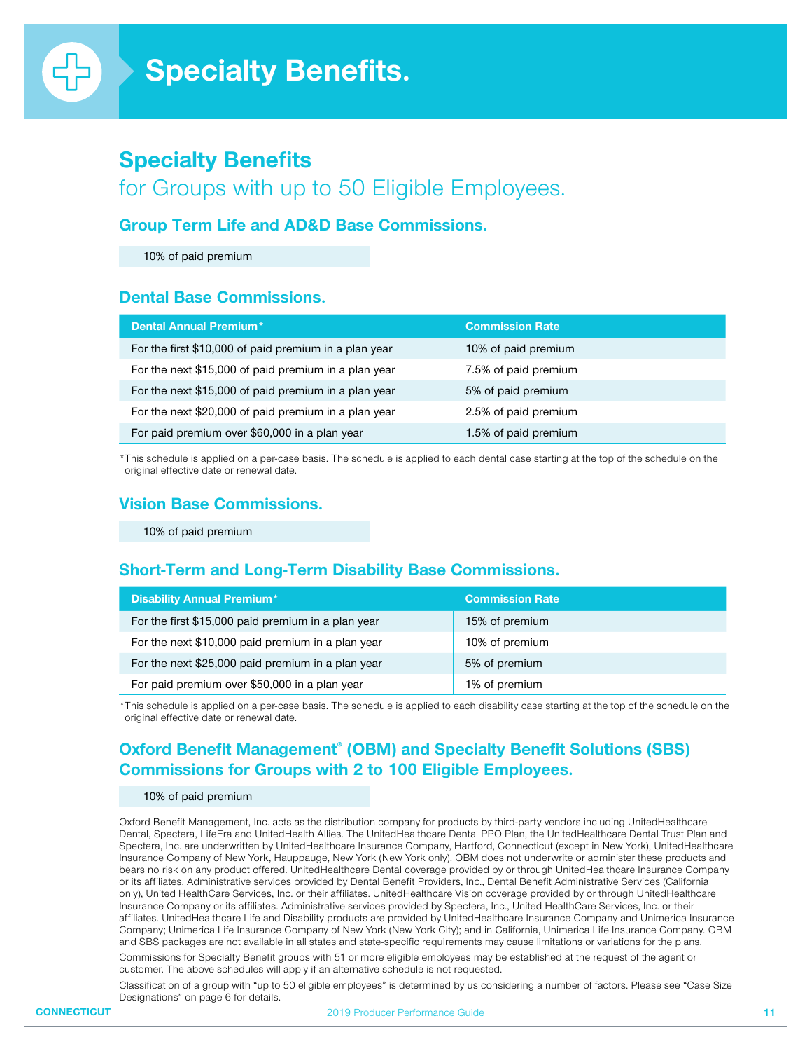# Specialty Benefits.

## Specialty Benefits

for Groups with up to 50 Eligible Employees.

### Group Term Life and AD&D Base Commissions.

| |
|---|
| 10% of paid premium |

### Dental Base Commissions.

| Dental Annual Premium* | Commission Rate |
|---|---|
| For the first $10,000 of paid premium in a plan year | 10% of paid premium |
| For the next $15,000 of paid premium in a plan year | 7.5% of paid premium |
| For the next $15,000 of paid premium in a plan year | 5% of paid premium |
| For the next $20,000 of paid premium in a plan year | 2.5% of paid premium |
| For paid premium over $60,000 in a plan year | 1.5% of paid premium |

*This schedule is applied on a per-case basis. The schedule is applied to each dental case starting at the top of the schedule on the original effective date or renewal date.

### Vision Base Commissions.

| |
|---|
| 10% of paid premium |

### Short-Term and Long-Term Disability Base Commissions.

| Disability Annual Premium* | Commission Rate |
|---|---|
| For the first $15,000 paid premium in a plan year | 15% of premium |
| For the next $10,000 paid premium in a plan year | 10% of premium |
| For the next $25,000 paid premium in a plan year | 5% of premium |
| For paid premium over $50,000 in a plan year | 1% of premium |

*This schedule is applied on a per-case basis. The schedule is applied to each disability case starting at the top of the schedule on the original effective date or renewal date.

### Oxford Benefit Management® (OBM) and Specialty Benefit Solutions (SBS) Commissions for Groups with 2 to 100 Eligible Employees.

| |
|---|
| 10% of paid premium |

Oxford Benefit Management, Inc. acts as the distribution company for products by third-party vendors including UnitedHealthcare Dental, Spectera, LifeEra and UnitedHealth Allies. The UnitedHealthcare Dental PPO Plan, the UnitedHealthcare Dental Trust Plan and Spectera, Inc. are underwritten by UnitedHealthcare Insurance Company, Hartford, Connecticut (except in New York), UnitedHealthcare Insurance Company of New York, Hauppauge, New York (New York only). OBM does not underwrite or administer these products and bears no risk on any product offered. UnitedHealthcare Dental coverage provided by or through UnitedHealthcare Insurance Company or its affiliates. Administrative services provided by Dental Benefit Providers, Inc., Dental Benefit Administrative Services (California only), United HealthCare Services, Inc. or their affiliates. UnitedHealthcare Vision coverage provided by or through UnitedHealthcare Insurance Company or its affiliates. Administrative services provided by Spectera, Inc., United HealthCare Services, Inc. or their affiliates. UnitedHealthcare Life and Disability products are provided by UnitedHealthcare Insurance Company and Unimerica Insurance Company; Unimerica Life Insurance Company of New York (New York City); and in California, Unimerica Life Insurance Company. OBM and SBS packages are not available in all states and state-specific requirements may cause limitations or variations for the plans.

Commissions for Specialty Benefit groups with 51 or more eligible employees may be established at the request of the agent or customer. The above schedules will apply if an alternative schedule is not requested.

Classification of a group with "up to 50 eligible employees" is determined by us considering a number of factors. Please see "Case Size Designations" on page 6 for details.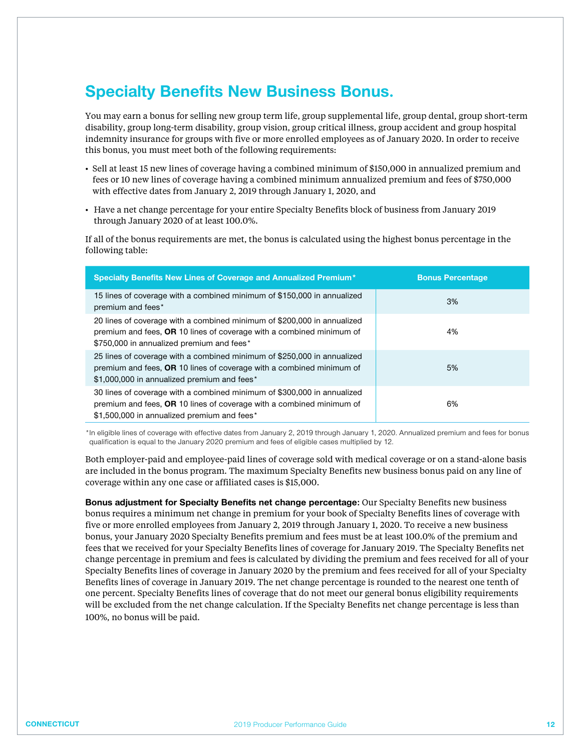## Specialty Benefits New Business Bonus.

You may earn a bonus for selling new group term life, group supplemental life, group dental, group short-term disability, group long-term disability, group vision, group critical illness, group accident and group hospital indemnity insurance for groups with five or more enrolled employees as of January 2020. In order to receive this bonus, you must meet both of the following requirements:

- Sell at least 15 new lines of coverage having a combined minimum of $150,000 in annualized premium and fees or 10 new lines of coverage having a combined minimum annualized premium and fees of $750,000 with effective dates from January 2, 2019 through January 1, 2020, and
- Have a net change percentage for your entire Specialty Benefits block of business from January 2019 through January 2020 of at least 100.0%.

If all of the bonus requirements are met, the bonus is calculated using the highest bonus percentage in the following table:

| Specialty Benefits New Lines of Coverage and Annualized Premium* | Bonus Percentage |
|---|---|
| 15 lines of coverage with a combined minimum of $150,000 in annualized premium and fees* | 3% |
| 20 lines of coverage with a combined minimum of $200,000 in annualized premium and fees, **OR** 10 lines of coverage with a combined minimum of $750,000 in annualized premium and fees* | 4% |
| 25 lines of coverage with a combined minimum of $250,000 in annualized premium and fees, **OR** 10 lines of coverage with a combined minimum of $1,000,000 in annualized premium and fees* | 5% |
| 30 lines of coverage with a combined minimum of $300,000 in annualized premium and fees, **OR** 10 lines of coverage with a combined minimum of $1,500,000 in annualized premium and fees* | 6% |

*In eligible lines of coverage with effective dates from January 2, 2019 through January 1, 2020. Annualized premium and fees for bonus qualification is equal to the January 2020 premium and fees of eligible cases multiplied by 12.

Both employer-paid and employee-paid lines of coverage sold with medical coverage or on a stand-alone basis are included in the bonus program. The maximum Specialty Benefits new business bonus paid on any line of coverage within any one case or affiliated cases is $15,000.

**Bonus adjustment for Specialty Benefits net change percentage:** Our Specialty Benefits new business bonus requires a minimum net change in premium for your book of Specialty Benefits lines of coverage with five or more enrolled employees from January 2, 2019 through January 1, 2020. To receive a new business bonus, your January 2020 Specialty Benefits premium and fees must be at least 100.0% of the premium and fees that we received for your Specialty Benefits lines of coverage for January 2019. The Specialty Benefits net change percentage in premium and fees is calculated by dividing the premium and fees received for all of your Specialty Benefits lines of coverage in January 2020 by the premium and fees received for all of your Specialty Benefits lines of coverage in January 2019. The net change percentage is rounded to the nearest one tenth of one percent. Specialty Benefits lines of coverage that do not meet our general bonus eligibility requirements will be excluded from the net change calculation. If the Specialty Benefits net change percentage is less than 100%, no bonus will be paid.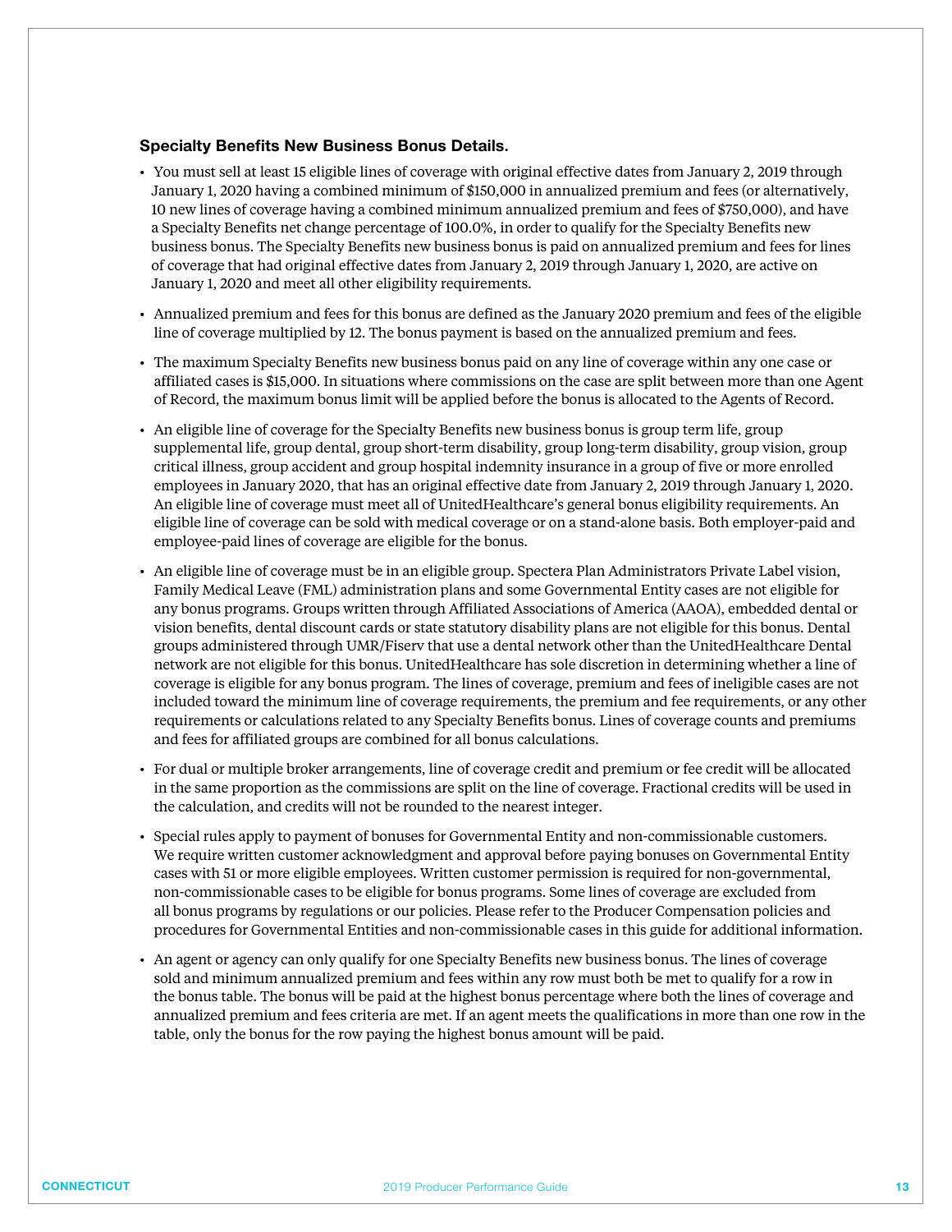### Specialty Benefits New Business Bonus Details.

- You must sell at least 15 eligible lines of coverage with original effective dates from January 2, 2019 through January 1, 2020 having a combined minimum of $150,000 in annualized premium and fees (or alternatively, 10 new lines of coverage having a combined minimum annualized premium and fees of $750,000), and have a Specialty Benefits net change percentage of 100.0%, in order to qualify for the Specialty Benefits new business bonus. The Specialty Benefits new business bonus is paid on annualized premium and fees for lines of coverage that had original effective dates from January 2, 2019 through January 1, 2020, are active on January 1, 2020 and meet all other eligibility requirements.
- Annualized premium and fees for this bonus are defined as the January 2020 premium and fees of the eligible line of coverage multiplied by 12. The bonus payment is based on the annualized premium and fees.
- The maximum Specialty Benefits new business bonus paid on any line of coverage within any one case or affiliated cases is $15,000. In situations where commissions on the case are split between more than one Agent of Record, the maximum bonus limit will be applied before the bonus is allocated to the Agents of Record.
- An eligible line of coverage for the Specialty Benefits new business bonus is group term life, group supplemental life, group dental, group short-term disability, group long-term disability, group vision, group critical illness, group accident and group hospital indemnity insurance in a group of five or more enrolled employees in January 2020, that has an original effective date from January 2, 2019 through January 1, 2020. An eligible line of coverage must meet all of UnitedHealthcare's general bonus eligibility requirements. An eligible line of coverage can be sold with medical coverage or on a stand-alone basis. Both employer-paid and employee-paid lines of coverage are eligible for the bonus.
- An eligible line of coverage must be in an eligible group. Spectera Plan Administrators Private Label vision, Family Medical Leave (FML) administration plans and some Governmental Entity cases are not eligible for any bonus programs. Groups written through Affiliated Associations of America (AAOA), embedded dental or vision benefits, dental discount cards or state statutory disability plans are not eligible for this bonus. Dental groups administered through UMR/Fiserv that use a dental network other than the UnitedHealthcare Dental network are not eligible for this bonus. UnitedHealthcare has sole discretion in determining whether a line of coverage is eligible for any bonus program. The lines of coverage, premium and fees of ineligible cases are not included toward the minimum line of coverage requirements, the premium and fee requirements, or any other requirements or calculations related to any Specialty Benefits bonus. Lines of coverage counts and premiums and fees for affiliated groups are combined for all bonus calculations.
- For dual or multiple broker arrangements, line of coverage credit and premium or fee credit will be allocated in the same proportion as the commissions are split on the line of coverage. Fractional credits will be used in the calculation, and credits will not be rounded to the nearest integer.
- Special rules apply to payment of bonuses for Governmental Entity and non-commissionable customers. We require written customer acknowledgment and approval before paying bonuses on Governmental Entity cases with 51 or more eligible employees. Written customer permission is required for non-governmental, non-commissionable cases to be eligible for bonus programs. Some lines of coverage are excluded from all bonus programs by regulations or our policies. Please refer to the Producer Compensation policies and procedures for Governmental Entities and non-commissionable cases in this guide for additional information.
- An agent or agency can only qualify for one Specialty Benefits new business bonus. The lines of coverage sold and minimum annualized premium and fees within any row must both be met to qualify for a row in the bonus table. The bonus will be paid at the highest bonus percentage where both the lines of coverage and annualized premium and fees criteria are met. If an agent meets the qualifications in more than one row in the table, only the bonus for the row paying the highest bonus amount will be paid.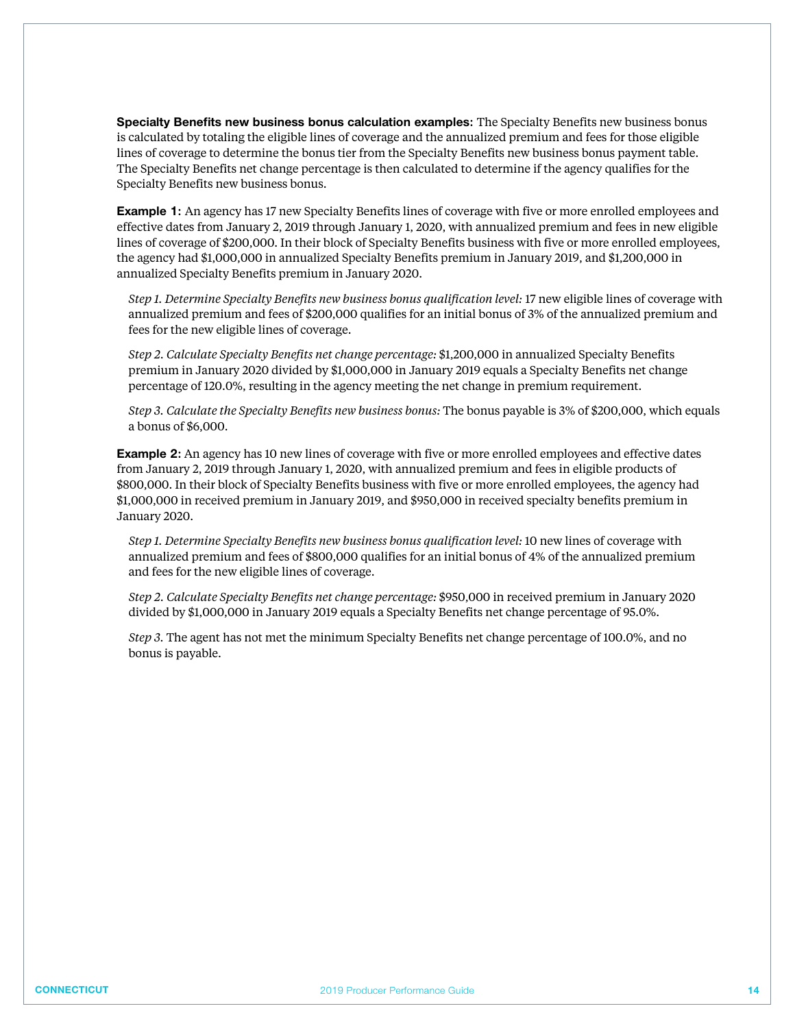**Specialty Benefits new business bonus calculation examples:** The Specialty Benefits new business bonus is calculated by totaling the eligible lines of coverage and the annualized premium and fees for those eligible lines of coverage to determine the bonus tier from the Specialty Benefits new business bonus payment table. The Specialty Benefits net change percentage is then calculated to determine if the agency qualifies for the Specialty Benefits new business bonus.

**Example 1:** An agency has 17 new Specialty Benefits lines of coverage with five or more enrolled employees and effective dates from January 2, 2019 through January 1, 2020, with annualized premium and fees in new eligible lines of coverage of $200,000. In their block of Specialty Benefits business with five or more enrolled employees, the agency had $1,000,000 in annualized Specialty Benefits premium in January 2019, and $1,200,000 in annualized Specialty Benefits premium in January 2020.

*Step 1. Determine Specialty Benefits new business bonus qualification level:* 17 new eligible lines of coverage with annualized premium and fees of $200,000 qualifies for an initial bonus of 3% of the annualized premium and fees for the new eligible lines of coverage.

*Step 2. Calculate Specialty Benefits net change percentage:* $1,200,000 in annualized Specialty Benefits premium in January 2020 divided by $1,000,000 in January 2019 equals a Specialty Benefits net change percentage of 120.0%, resulting in the agency meeting the net change in premium requirement.

*Step 3. Calculate the Specialty Benefits new business bonus:* The bonus payable is 3% of $200,000, which equals a bonus of $6,000.

**Example 2:** An agency has 10 new lines of coverage with five or more enrolled employees and effective dates from January 2, 2019 through January 1, 2020, with annualized premium and fees in eligible products of $800,000. In their block of Specialty Benefits business with five or more enrolled employees, the agency had $1,000,000 in received premium in January 2019, and $950,000 in received specialty benefits premium in January 2020.

*Step 1. Determine Specialty Benefits new business bonus qualification level:* 10 new lines of coverage with annualized premium and fees of $800,000 qualifies for an initial bonus of 4% of the annualized premium and fees for the new eligible lines of coverage.

*Step 2. Calculate Specialty Benefits net change percentage:* $950,000 in received premium in January 2020 divided by $1,000,000 in January 2019 equals a Specialty Benefits net change percentage of 95.0%.

*Step 3.* The agent has not met the minimum Specialty Benefits net change percentage of 100.0%, and no bonus is payable.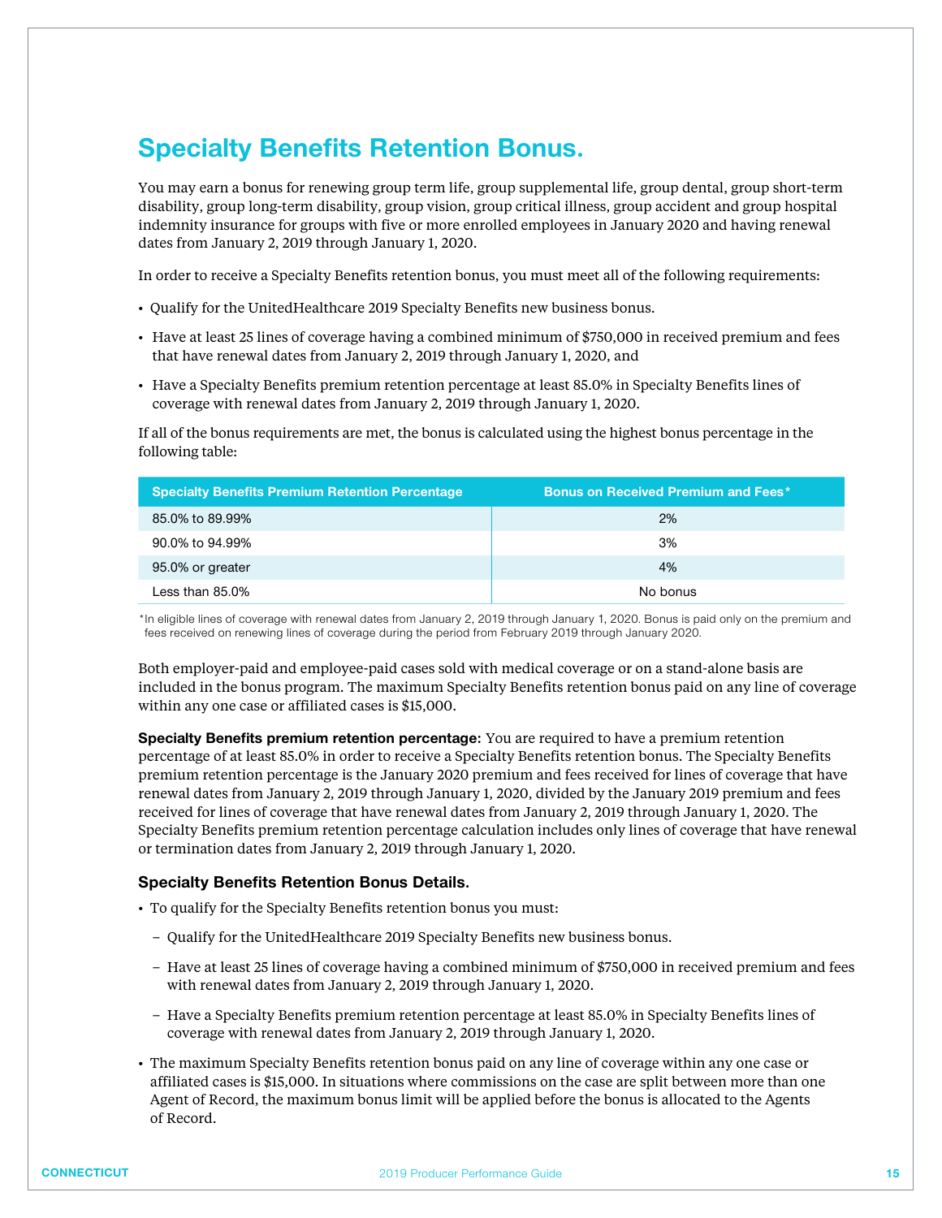# Specialty Benefits Retention Bonus.

You may earn a bonus for renewing group term life, group supplemental life, group dental, group short-term disability, group long-term disability, group vision, group critical illness, group accident and group hospital indemnity insurance for groups with five or more enrolled employees in January 2020 and having renewal dates from January 2, 2019 through January 1, 2020.

In order to receive a Specialty Benefits retention bonus, you must meet all of the following requirements:

- Qualify for the UnitedHealthcare 2019 Specialty Benefits new business bonus.
- Have at least 25 lines of coverage having a combined minimum of $750,000 in received premium and fees that have renewal dates from January 2, 2019 through January 1, 2020, and
- Have a Specialty Benefits premium retention percentage at least 85.0% in Specialty Benefits lines of coverage with renewal dates from January 2, 2019 through January 1, 2020.

If all of the bonus requirements are met, the bonus is calculated using the highest bonus percentage in the following table:

| Specialty Benefits Premium Retention Percentage | Bonus on Received Premium and Fees* |
|---|---|
| 85.0% to 89.99% | 2% |
| 90.0% to 94.99% | 3% |
| 95.0% or greater | 4% |
| Less than 85.0% | No bonus |

*In eligible lines of coverage with renewal dates from January 2, 2019 through January 1, 2020. Bonus is paid only on the premium and fees received on renewing lines of coverage during the period from February 2019 through January 2020.

Both employer-paid and employee-paid cases sold with medical coverage or on a stand-alone basis are included in the bonus program. The maximum Specialty Benefits retention bonus paid on any line of coverage within any one case or affiliated cases is $15,000.

**Specialty Benefits premium retention percentage:** You are required to have a premium retention percentage of at least 85.0% in order to receive a Specialty Benefits retention bonus. The Specialty Benefits premium retention percentage is the January 2020 premium and fees received for lines of coverage that have renewal dates from January 2, 2019 through January 1, 2020, divided by the January 2019 premium and fees received for lines of coverage that have renewal dates from January 2, 2019 through January 1, 2020. The Specialty Benefits premium retention percentage calculation includes only lines of coverage that have renewal or termination dates from January 2, 2019 through January 1, 2020.

### Specialty Benefits Retention Bonus Details.

- To qualify for the Specialty Benefits retention bonus you must:
  - Qualify for the UnitedHealthcare 2019 Specialty Benefits new business bonus.
  - Have at least 25 lines of coverage having a combined minimum of $750,000 in received premium and fees with renewal dates from January 2, 2019 through January 1, 2020.
  - Have a Specialty Benefits premium retention percentage at least 85.0% in Specialty Benefits lines of coverage with renewal dates from January 2, 2019 through January 1, 2020.
- The maximum Specialty Benefits retention bonus paid on any line of coverage within any one case or affiliated cases is $15,000. In situations where commissions on the case are split between more than one Agent of Record, the maximum bonus limit will be applied before the bonus is allocated to the Agents of Record.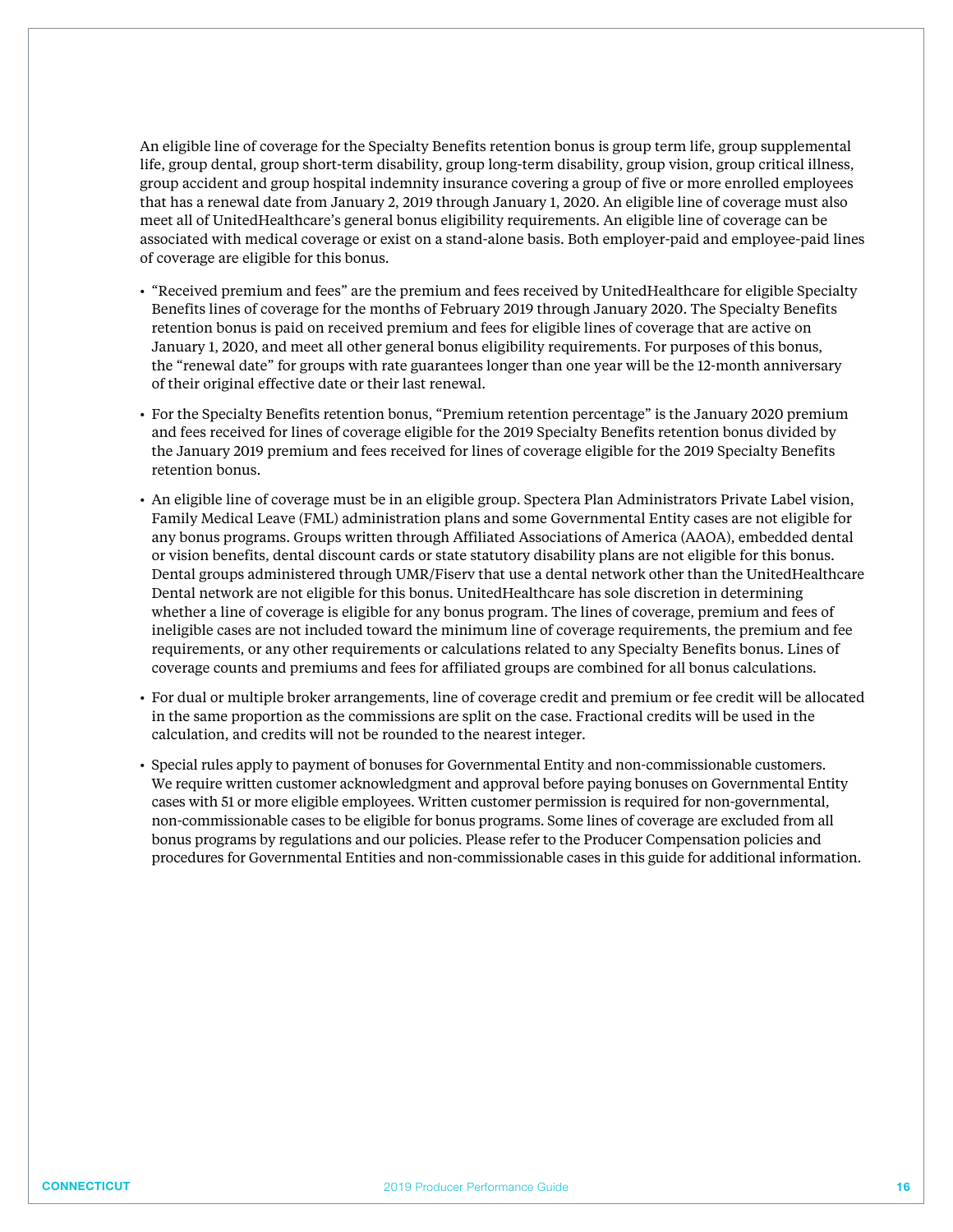An eligible line of coverage for the Specialty Benefits retention bonus is group term life, group supplemental life, group dental, group short-term disability, group long-term disability, group vision, group critical illness, group accident and group hospital indemnity insurance covering a group of five or more enrolled employees that has a renewal date from January 2, 2019 through January 1, 2020. An eligible line of coverage must also meet all of UnitedHealthcare's general bonus eligibility requirements. An eligible line of coverage can be associated with medical coverage or exist on a stand-alone basis. Both employer-paid and employee-paid lines of coverage are eligible for this bonus.

- "Received premium and fees" are the premium and fees received by UnitedHealthcare for eligible Specialty Benefits lines of coverage for the months of February 2019 through January 2020. The Specialty Benefits retention bonus is paid on received premium and fees for eligible lines of coverage that are active on January 1, 2020, and meet all other general bonus eligibility requirements. For purposes of this bonus, the "renewal date" for groups with rate guarantees longer than one year will be the 12-month anniversary of their original effective date or their last renewal.
- For the Specialty Benefits retention bonus, "Premium retention percentage" is the January 2020 premium and fees received for lines of coverage eligible for the 2019 Specialty Benefits retention bonus divided by the January 2019 premium and fees received for lines of coverage eligible for the 2019 Specialty Benefits retention bonus.
- An eligible line of coverage must be in an eligible group. Spectera Plan Administrators Private Label vision, Family Medical Leave (FML) administration plans and some Governmental Entity cases are not eligible for any bonus programs. Groups written through Affiliated Associations of America (AAOA), embedded dental or vision benefits, dental discount cards or state statutory disability plans are not eligible for this bonus. Dental groups administered through UMR/Fiserv that use a dental network other than the UnitedHealthcare Dental network are not eligible for this bonus. UnitedHealthcare has sole discretion in determining whether a line of coverage is eligible for any bonus program. The lines of coverage, premium and fees of ineligible cases are not included toward the minimum line of coverage requirements, the premium and fee requirements, or any other requirements or calculations related to any Specialty Benefits bonus. Lines of coverage counts and premiums and fees for affiliated groups are combined for all bonus calculations.
- For dual or multiple broker arrangements, line of coverage credit and premium or fee credit will be allocated in the same proportion as the commissions are split on the case. Fractional credits will be used in the calculation, and credits will not be rounded to the nearest integer.
- Special rules apply to payment of bonuses for Governmental Entity and non-commissionable customers. We require written customer acknowledgment and approval before paying bonuses on Governmental Entity cases with 51 or more eligible employees. Written customer permission is required for non-governmental, non-commissionable cases to be eligible for bonus programs. Some lines of coverage are excluded from all bonus programs by regulations and our policies. Please refer to the Producer Compensation policies and procedures for Governmental Entities and non-commissionable cases in this guide for additional information.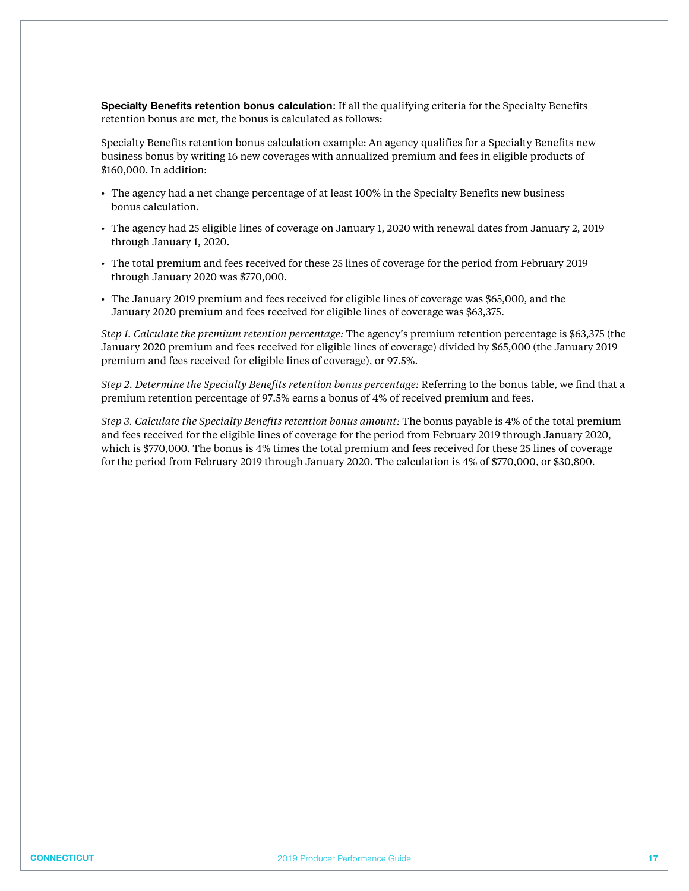**Specialty Benefits retention bonus calculation:** If all the qualifying criteria for the Specialty Benefits retention bonus are met, the bonus is calculated as follows:

Specialty Benefits retention bonus calculation example: An agency qualifies for a Specialty Benefits new business bonus by writing 16 new coverages with annualized premium and fees in eligible products of $160,000. In addition:

- The agency had a net change percentage of at least 100% in the Specialty Benefits new business bonus calculation.
- The agency had 25 eligible lines of coverage on January 1, 2020 with renewal dates from January 2, 2019 through January 1, 2020.
- The total premium and fees received for these 25 lines of coverage for the period from February 2019 through January 2020 was $770,000.
- The January 2019 premium and fees received for eligible lines of coverage was $65,000, and the January 2020 premium and fees received for eligible lines of coverage was $63,375.

*Step 1. Calculate the premium retention percentage:* The agency's premium retention percentage is $63,375 (the January 2020 premium and fees received for eligible lines of coverage) divided by $65,000 (the January 2019 premium and fees received for eligible lines of coverage), or 97.5%.

*Step 2. Determine the Specialty Benefits retention bonus percentage:* Referring to the bonus table, we find that a premium retention percentage of 97.5% earns a bonus of 4% of received premium and fees.

*Step 3. Calculate the Specialty Benefits retention bonus amount:* The bonus payable is 4% of the total premium and fees received for the eligible lines of coverage for the period from February 2019 through January 2020, which is $770,000. The bonus is 4% times the total premium and fees received for these 25 lines of coverage for the period from February 2019 through January 2020. The calculation is 4% of $770,000, or $30,800.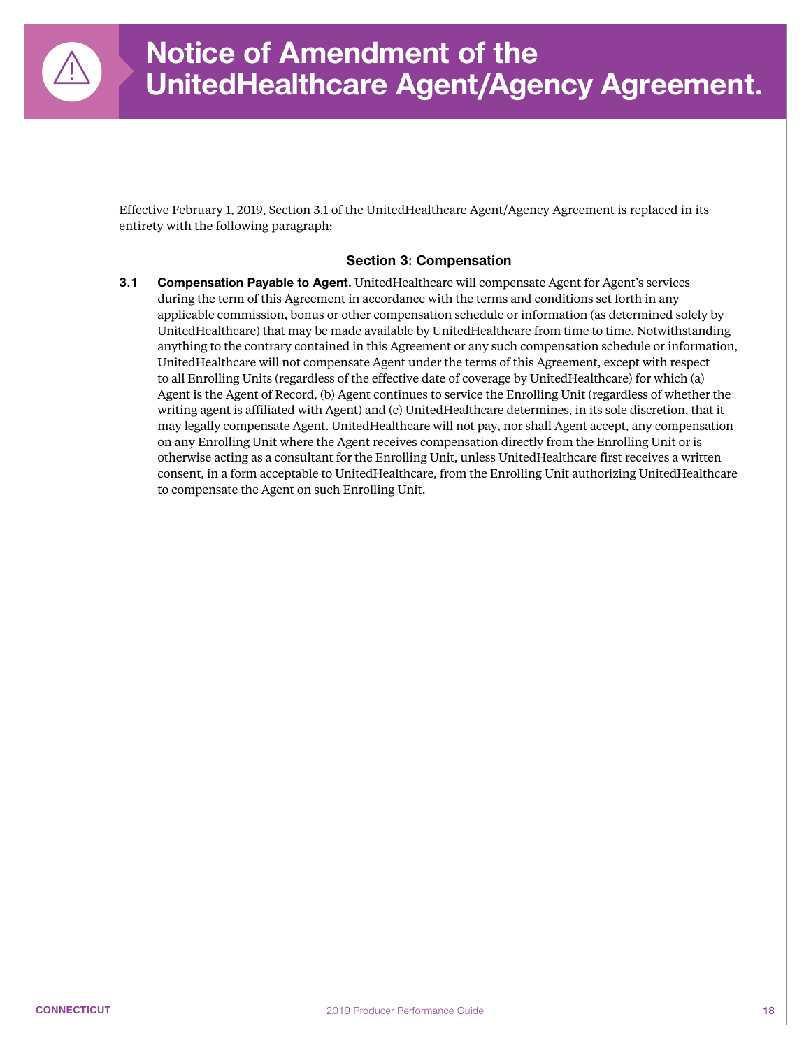# Notice of Amendment of the UnitedHealthcare Agent/Agency Agreement.

Effective February 1, 2019, Section 3.1 of the UnitedHealthcare Agent/Agency Agreement is replaced in its entirety with the following paragraph:

### Section 3: Compensation

**3.1 Compensation Payable to Agent.** UnitedHealthcare will compensate Agent for Agent's services during the term of this Agreement in accordance with the terms and conditions set forth in any applicable commission, bonus or other compensation schedule or information (as determined solely by UnitedHealthcare) that may be made available by UnitedHealthcare from time to time. Notwithstanding anything to the contrary contained in this Agreement or any such compensation schedule or information, UnitedHealthcare will not compensate Agent under the terms of this Agreement, except with respect to all Enrolling Units (regardless of the effective date of coverage by UnitedHealthcare) for which (a) Agent is the Agent of Record, (b) Agent continues to service the Enrolling Unit (regardless of whether the writing agent is affiliated with Agent) and (c) UnitedHealthcare determines, in its sole discretion, that it may legally compensate Agent. UnitedHealthcare will not pay, nor shall Agent accept, any compensation on any Enrolling Unit where the Agent receives compensation directly from the Enrolling Unit or is otherwise acting as a consultant for the Enrolling Unit, unless UnitedHealthcare first receives a written consent, in a form acceptable to UnitedHealthcare, from the Enrolling Unit authorizing UnitedHealthcare to compensate the Agent on such Enrolling Unit.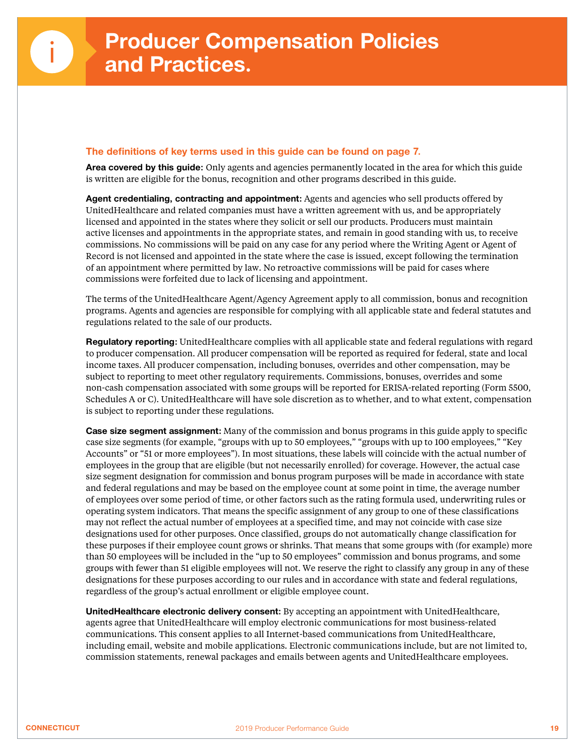# Producer Compensation Policies and Practices.

**The definitions of key terms used in this guide can be found on page 7.**

**Area covered by this guide:** Only agents and agencies permanently located in the area for which this guide is written are eligible for the bonus, recognition and other programs described in this guide.

**Agent credentialing, contracting and appointment:** Agents and agencies who sell products offered by UnitedHealthcare and related companies must have a written agreement with us, and be appropriately licensed and appointed in the states where they solicit or sell our products. Producers must maintain active licenses and appointments in the appropriate states, and remain in good standing with us, to receive commissions. No commissions will be paid on any case for any period where the Writing Agent or Agent of Record is not licensed and appointed in the state where the case is issued, except following the termination of an appointment where permitted by law. No retroactive commissions will be paid for cases where commissions were forfeited due to lack of licensing and appointment.

The terms of the UnitedHealthcare Agent/Agency Agreement apply to all commission, bonus and recognition programs. Agents and agencies are responsible for complying with all applicable state and federal statutes and regulations related to the sale of our products.

**Regulatory reporting:** UnitedHealthcare complies with all applicable state and federal regulations with regard to producer compensation. All producer compensation will be reported as required for federal, state and local income taxes. All producer compensation, including bonuses, overrides and other compensation, may be subject to reporting to meet other regulatory requirements. Commissions, bonuses, overrides and some non-cash compensation associated with some groups will be reported for ERISA-related reporting (Form 5500, Schedules A or C). UnitedHealthcare will have sole discretion as to whether, and to what extent, compensation is subject to reporting under these regulations.

**Case size segment assignment:** Many of the commission and bonus programs in this guide apply to specific case size segments (for example, "groups with up to 50 employees," "groups with up to 100 employees," "Key Accounts" or "51 or more employees"). In most situations, these labels will coincide with the actual number of employees in the group that are eligible (but not necessarily enrolled) for coverage. However, the actual case size segment designation for commission and bonus program purposes will be made in accordance with state and federal regulations and may be based on the employee count at some point in time, the average number of employees over some period of time, or other factors such as the rating formula used, underwriting rules or operating system indicators. That means the specific assignment of any group to one of these classifications may not reflect the actual number of employees at a specified time, and may not coincide with case size designations used for other purposes. Once classified, groups do not automatically change classification for these purposes if their employee count grows or shrinks. That means that some groups with (for example) more than 50 employees will be included in the "up to 50 employees" commission and bonus programs, and some groups with fewer than 51 eligible employees will not. We reserve the right to classify any group in any of these designations for these purposes according to our rules and in accordance with state and federal regulations, regardless of the group's actual enrollment or eligible employee count.

**UnitedHealthcare electronic delivery consent:** By accepting an appointment with UnitedHealthcare, agents agree that UnitedHealthcare will employ electronic communications for most business-related communications. This consent applies to all Internet-based communications from UnitedHealthcare, including email, website and mobile applications. Electronic communications include, but are not limited to, commission statements, renewal packages and emails between agents and UnitedHealthcare employees.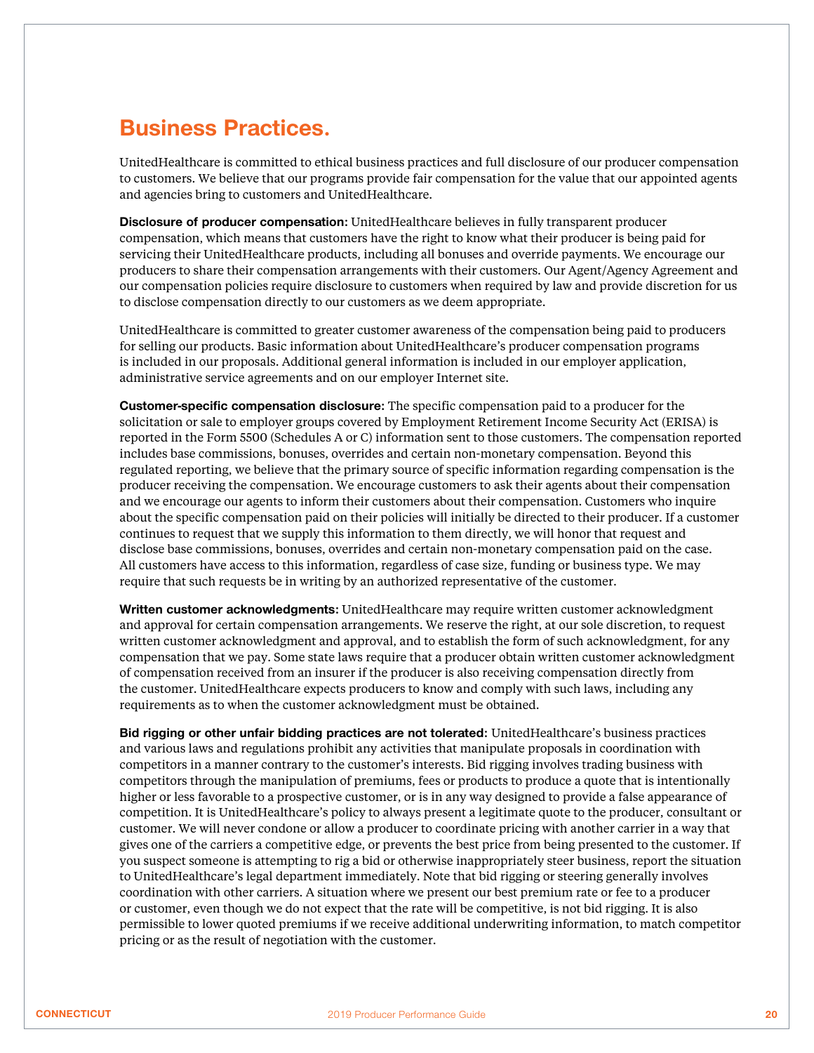# Business Practices.

UnitedHealthcare is committed to ethical business practices and full disclosure of our producer compensation to customers. We believe that our programs provide fair compensation for the value that our appointed agents and agencies bring to customers and UnitedHealthcare.

**Disclosure of producer compensation:** UnitedHealthcare believes in fully transparent producer compensation, which means that customers have the right to know what their producer is being paid for servicing their UnitedHealthcare products, including all bonuses and override payments. We encourage our producers to share their compensation arrangements with their customers. Our Agent/Agency Agreement and our compensation policies require disclosure to customers when required by law and provide discretion for us to disclose compensation directly to our customers as we deem appropriate.

UnitedHealthcare is committed to greater customer awareness of the compensation being paid to producers for selling our products. Basic information about UnitedHealthcare's producer compensation programs is included in our proposals. Additional general information is included in our employer application, administrative service agreements and on our employer Internet site.

**Customer-specific compensation disclosure:** The specific compensation paid to a producer for the solicitation or sale to employer groups covered by Employment Retirement Income Security Act (ERISA) is reported in the Form 5500 (Schedules A or C) information sent to those customers. The compensation reported includes base commissions, bonuses, overrides and certain non-monetary compensation. Beyond this regulated reporting, we believe that the primary source of specific information regarding compensation is the producer receiving the compensation. We encourage customers to ask their agents about their compensation and we encourage our agents to inform their customers about their compensation. Customers who inquire about the specific compensation paid on their policies will initially be directed to their producer. If a customer continues to request that we supply this information to them directly, we will honor that request and disclose base commissions, bonuses, overrides and certain non-monetary compensation paid on the case. All customers have access to this information, regardless of case size, funding or business type. We may require that such requests be in writing by an authorized representative of the customer.

**Written customer acknowledgments:** UnitedHealthcare may require written customer acknowledgment and approval for certain compensation arrangements. We reserve the right, at our sole discretion, to request written customer acknowledgment and approval, and to establish the form of such acknowledgment, for any compensation that we pay. Some state laws require that a producer obtain written customer acknowledgment of compensation received from an insurer if the producer is also receiving compensation directly from the customer. UnitedHealthcare expects producers to know and comply with such laws, including any requirements as to when the customer acknowledgment must be obtained.

**Bid rigging or other unfair bidding practices are not tolerated:** UnitedHealthcare's business practices and various laws and regulations prohibit any activities that manipulate proposals in coordination with competitors in a manner contrary to the customer's interests. Bid rigging involves trading business with competitors through the manipulation of premiums, fees or products to produce a quote that is intentionally higher or less favorable to a prospective customer, or is in any way designed to provide a false appearance of competition. It is UnitedHealthcare's policy to always present a legitimate quote to the producer, consultant or customer. We will never condone or allow a producer to coordinate pricing with another carrier in a way that gives one of the carriers a competitive edge, or prevents the best price from being presented to the customer. If you suspect someone is attempting to rig a bid or otherwise inappropriately steer business, report the situation to UnitedHealthcare's legal department immediately. Note that bid rigging or steering generally involves coordination with other carriers. A situation where we present our best premium rate or fee to a producer or customer, even though we do not expect that the rate will be competitive, is not bid rigging. It is also permissible to lower quoted premiums if we receive additional underwriting information, to match competitor pricing or as the result of negotiation with the customer.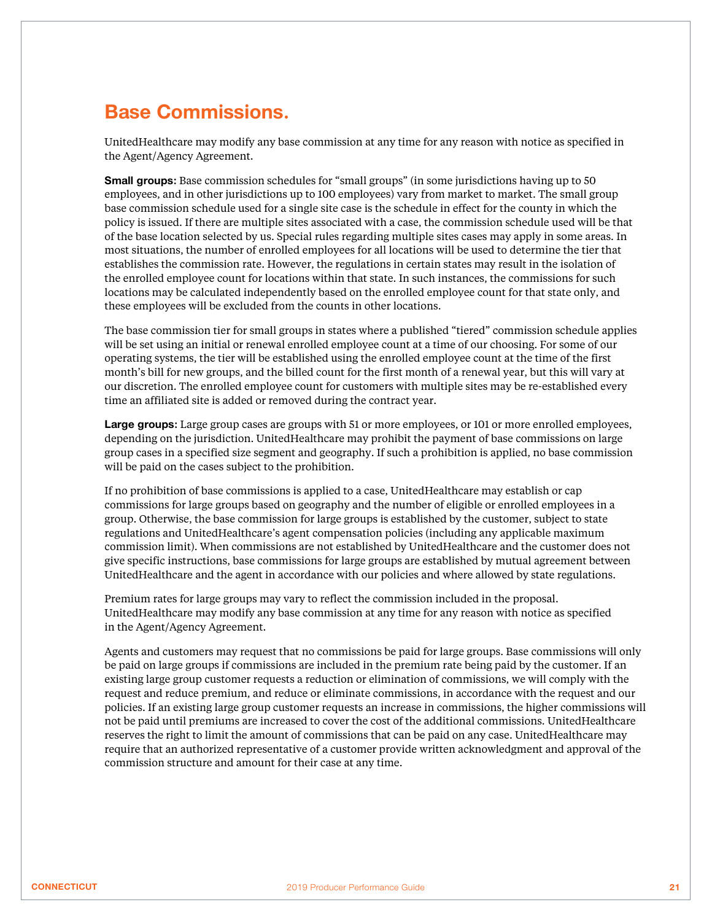# Base Commissions.

UnitedHealthcare may modify any base commission at any time for any reason with notice as specified in the Agent/Agency Agreement.

**Small groups:** Base commission schedules for "small groups" (in some jurisdictions having up to 50 employees, and in other jurisdictions up to 100 employees) vary from market to market. The small group base commission schedule used for a single site case is the schedule in effect for the county in which the policy is issued. If there are multiple sites associated with a case, the commission schedule used will be that of the base location selected by us. Special rules regarding multiple sites cases may apply in some areas. In most situations, the number of enrolled employees for all locations will be used to determine the tier that establishes the commission rate. However, the regulations in certain states may result in the isolation of the enrolled employee count for locations within that state. In such instances, the commissions for such locations may be calculated independently based on the enrolled employee count for that state only, and these employees will be excluded from the counts in other locations.

The base commission tier for small groups in states where a published "tiered" commission schedule applies will be set using an initial or renewal enrolled employee count at a time of our choosing. For some of our operating systems, the tier will be established using the enrolled employee count at the time of the first month's bill for new groups, and the billed count for the first month of a renewal year, but this will vary at our discretion. The enrolled employee count for customers with multiple sites may be re-established every time an affiliated site is added or removed during the contract year.

**Large groups:** Large group cases are groups with 51 or more employees, or 101 or more enrolled employees, depending on the jurisdiction. UnitedHealthcare may prohibit the payment of base commissions on large group cases in a specified size segment and geography. If such a prohibition is applied, no base commission will be paid on the cases subject to the prohibition.

If no prohibition of base commissions is applied to a case, UnitedHealthcare may establish or cap commissions for large groups based on geography and the number of eligible or enrolled employees in a group. Otherwise, the base commission for large groups is established by the customer, subject to state regulations and UnitedHealthcare's agent compensation policies (including any applicable maximum commission limit). When commissions are not established by UnitedHealthcare and the customer does not give specific instructions, base commissions for large groups are established by mutual agreement between UnitedHealthcare and the agent in accordance with our policies and where allowed by state regulations.

Premium rates for large groups may vary to reflect the commission included in the proposal. UnitedHealthcare may modify any base commission at any time for any reason with notice as specified in the Agent/Agency Agreement.

Agents and customers may request that no commissions be paid for large groups. Base commissions will only be paid on large groups if commissions are included in the premium rate being paid by the customer. If an existing large group customer requests a reduction or elimination of commissions, we will comply with the request and reduce premium, and reduce or eliminate commissions, in accordance with the request and our policies. If an existing large group customer requests an increase in commissions, the higher commissions will not be paid until premiums are increased to cover the cost of the additional commissions. UnitedHealthcare reserves the right to limit the amount of commissions that can be paid on any case. UnitedHealthcare may require that an authorized representative of a customer provide written acknowledgment and approval of the commission structure and amount for their case at any time.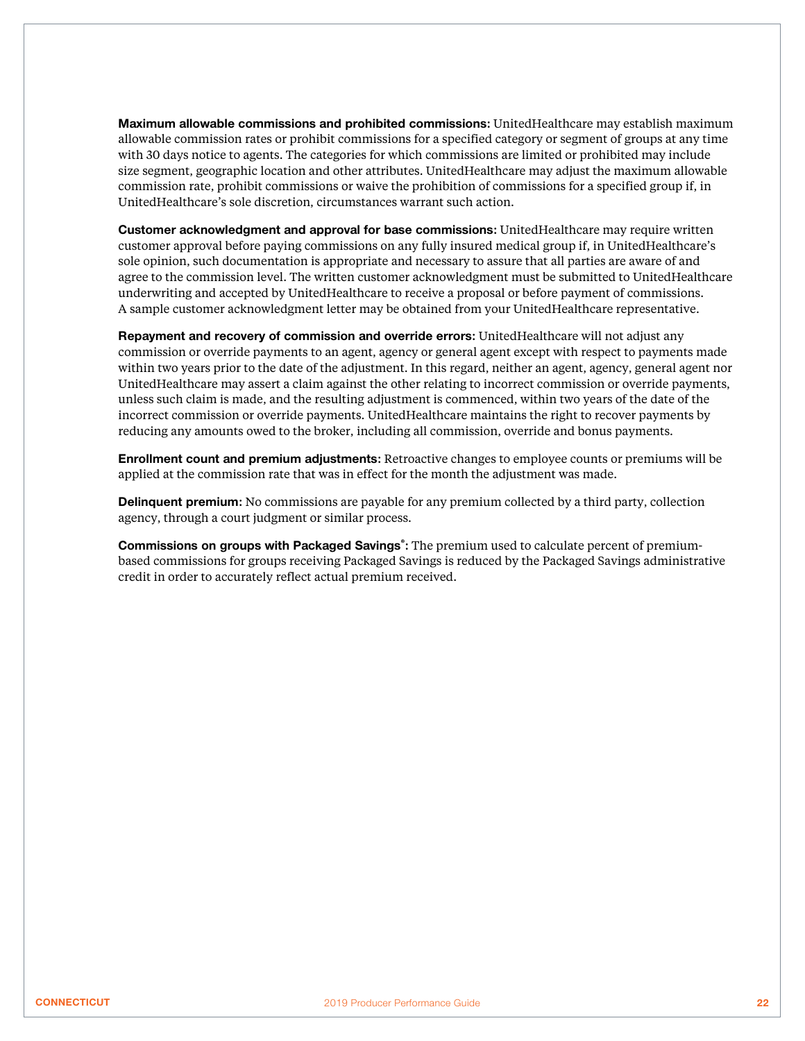**Maximum allowable commissions and prohibited commissions:** UnitedHealthcare may establish maximum allowable commission rates or prohibit commissions for a specified category or segment of groups at any time with 30 days notice to agents. The categories for which commissions are limited or prohibited may include size segment, geographic location and other attributes. UnitedHealthcare may adjust the maximum allowable commission rate, prohibit commissions or waive the prohibition of commissions for a specified group if, in UnitedHealthcare's sole discretion, circumstances warrant such action.

**Customer acknowledgment and approval for base commissions:** UnitedHealthcare may require written customer approval before paying commissions on any fully insured medical group if, in UnitedHealthcare's sole opinion, such documentation is appropriate and necessary to assure that all parties are aware of and agree to the commission level. The written customer acknowledgment must be submitted to UnitedHealthcare underwriting and accepted by UnitedHealthcare to receive a proposal or before payment of commissions. A sample customer acknowledgment letter may be obtained from your UnitedHealthcare representative.

**Repayment and recovery of commission and override errors:** UnitedHealthcare will not adjust any commission or override payments to an agent, agency or general agent except with respect to payments made within two years prior to the date of the adjustment. In this regard, neither an agent, agency, general agent nor UnitedHealthcare may assert a claim against the other relating to incorrect commission or override payments, unless such claim is made, and the resulting adjustment is commenced, within two years of the date of the incorrect commission or override payments. UnitedHealthcare maintains the right to recover payments by reducing any amounts owed to the broker, including all commission, override and bonus payments.

**Enrollment count and premium adjustments:** Retroactive changes to employee counts or premiums will be applied at the commission rate that was in effect for the month the adjustment was made.

**Delinquent premium:** No commissions are payable for any premium collected by a third party, collection agency, through a court judgment or similar process.

**Commissions on groups with Packaged Savings®:** The premium used to calculate percent of premium-based commissions for groups receiving Packaged Savings is reduced by the Packaged Savings administrative credit in order to accurately reflect actual premium received.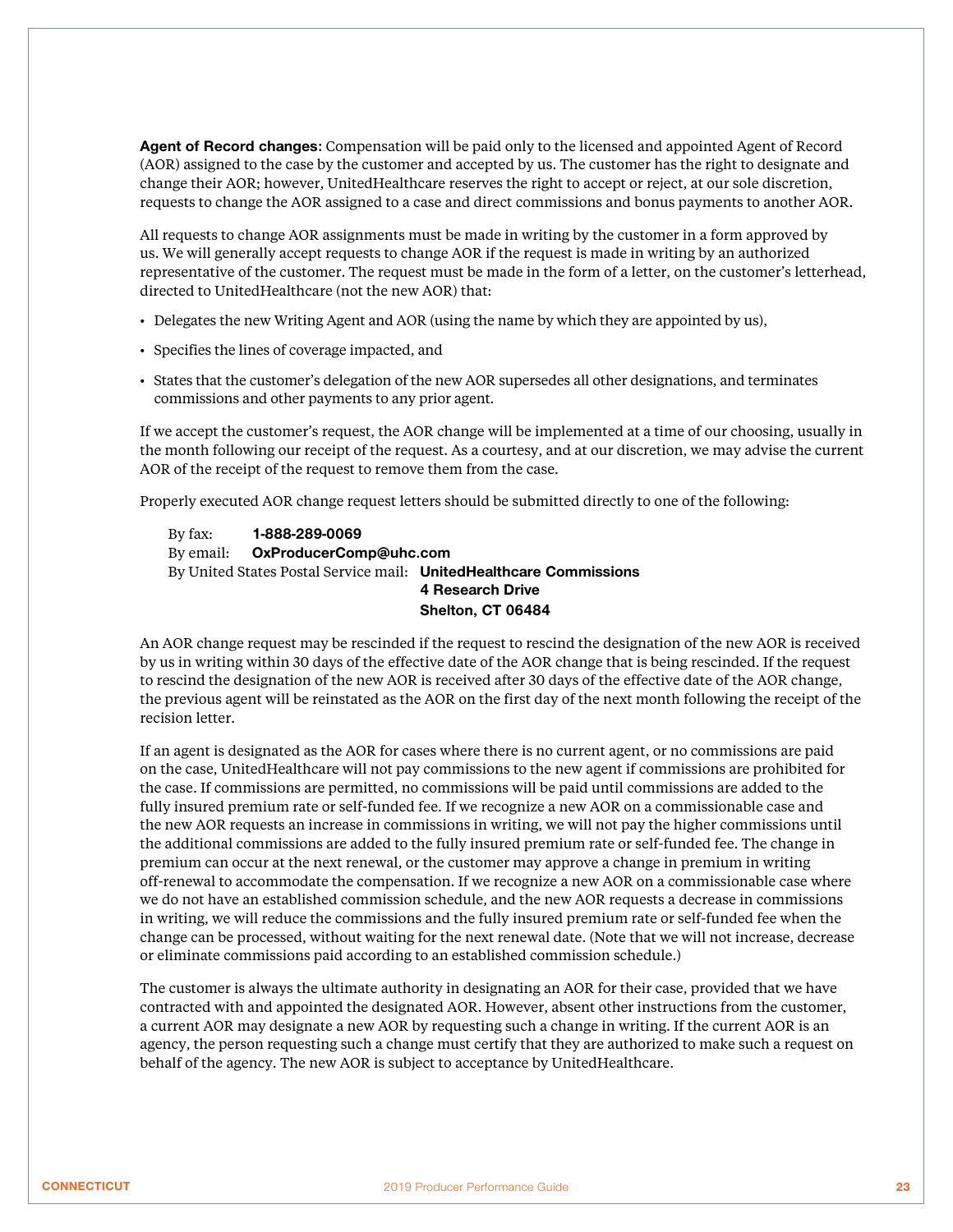**Agent of Record changes:** Compensation will be paid only to the licensed and appointed Agent of Record (AOR) assigned to the case by the customer and accepted by us. The customer has the right to designate and change their AOR; however, UnitedHealthcare reserves the right to accept or reject, at our sole discretion, requests to change the AOR assigned to a case and direct commissions and bonus payments to another AOR.

All requests to change AOR assignments must be made in writing by the customer in a form approved by us. We will generally accept requests to change AOR if the request is made in writing by an authorized representative of the customer. The request must be made in the form of a letter, on the customer's letterhead, directed to UnitedHealthcare (not the new AOR) that:

- Delegates the new Writing Agent and AOR (using the name by which they are appointed by us),
- Specifies the lines of coverage impacted, and
- States that the customer's delegation of the new AOR supersedes all other designations, and terminates commissions and other payments to any prior agent.

If we accept the customer's request, the AOR change will be implemented at a time of our choosing, usually in the month following our receipt of the request. As a courtesy, and at our discretion, we may advise the current AOR of the receipt of the request to remove them from the case.

Properly executed AOR change request letters should be submitted directly to one of the following:

By fax: **1-888-289-0069**
By email: **OxProducerComp@uhc.com**
By United States Postal Service mail: **UnitedHealthcare Commissions**
**4 Research Drive**
**Shelton, CT 06484**

An AOR change request may be rescinded if the request to rescind the designation of the new AOR is received by us in writing within 30 days of the effective date of the AOR change that is being rescinded. If the request to rescind the designation of the new AOR is received after 30 days of the effective date of the AOR change, the previous agent will be reinstated as the AOR on the first day of the next month following the receipt of the recision letter.

If an agent is designated as the AOR for cases where there is no current agent, or no commissions are paid on the case, UnitedHealthcare will not pay commissions to the new agent if commissions are prohibited for the case. If commissions are permitted, no commissions will be paid until commissions are added to the fully insured premium rate or self-funded fee. If we recognize a new AOR on a commissionable case and the new AOR requests an increase in commissions in writing, we will not pay the higher commissions until the additional commissions are added to the fully insured premium rate or self-funded fee. The change in premium can occur at the next renewal, or the customer may approve a change in premium in writing off-renewal to accommodate the compensation. If we recognize a new AOR on a commissionable case where we do not have an established commission schedule, and the new AOR requests a decrease in commissions in writing, we will reduce the commissions and the fully insured premium rate or self-funded fee when the change can be processed, without waiting for the next renewal date. (Note that we will not increase, decrease or eliminate commissions paid according to an established commission schedule.)

The customer is always the ultimate authority in designating an AOR for their case, provided that we have contracted with and appointed the designated AOR. However, absent other instructions from the customer, a current AOR may designate a new AOR by requesting such a change in writing. If the current AOR is an agency, the person requesting such a change must certify that they are authorized to make such a request on behalf of the agency. The new AOR is subject to acceptance by UnitedHealthcare.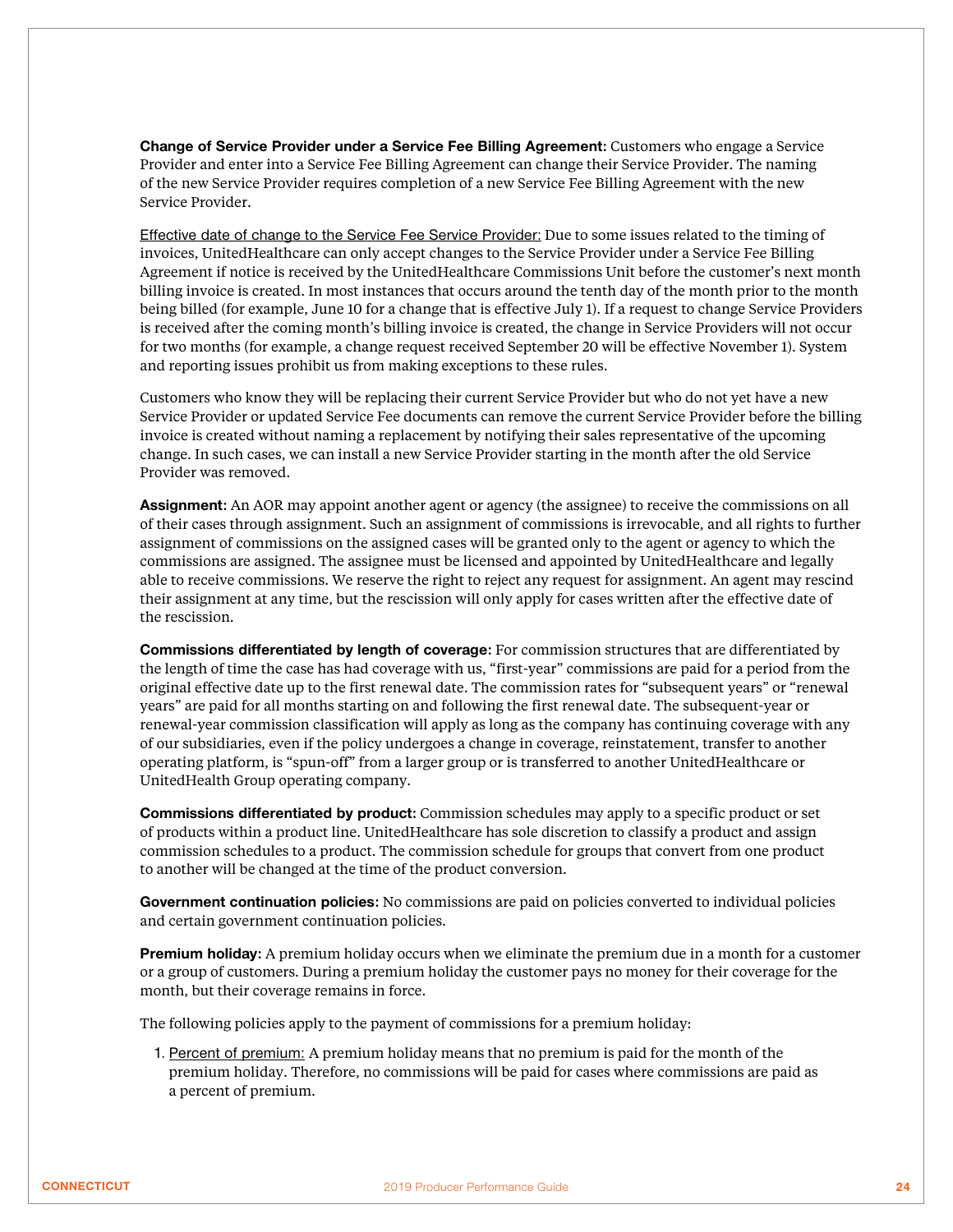**Change of Service Provider under a Service Fee Billing Agreement:** Customers who engage a Service Provider and enter into a Service Fee Billing Agreement can change their Service Provider. The naming of the new Service Provider requires completion of a new Service Fee Billing Agreement with the new Service Provider.

Effective date of change to the Service Fee Service Provider: Due to some issues related to the timing of invoices, UnitedHealthcare can only accept changes to the Service Provider under a Service Fee Billing Agreement if notice is received by the UnitedHealthcare Commissions Unit before the customer's next month billing invoice is created. In most instances that occurs around the tenth day of the month prior to the month being billed (for example, June 10 for a change that is effective July 1). If a request to change Service Providers is received after the coming month's billing invoice is created, the change in Service Providers will not occur for two months (for example, a change request received September 20 will be effective November 1). System and reporting issues prohibit us from making exceptions to these rules.

Customers who know they will be replacing their current Service Provider but who do not yet have a new Service Provider or updated Service Fee documents can remove the current Service Provider before the billing invoice is created without naming a replacement by notifying their sales representative of the upcoming change. In such cases, we can install a new Service Provider starting in the month after the old Service Provider was removed.

**Assignment:** An AOR may appoint another agent or agency (the assignee) to receive the commissions on all of their cases through assignment. Such an assignment of commissions is irrevocable, and all rights to further assignment of commissions on the assigned cases will be granted only to the agent or agency to which the commissions are assigned. The assignee must be licensed and appointed by UnitedHealthcare and legally able to receive commissions. We reserve the right to reject any request for assignment. An agent may rescind their assignment at any time, but the rescission will only apply for cases written after the effective date of the rescission.

**Commissions differentiated by length of coverage:** For commission structures that are differentiated by the length of time the case has had coverage with us, "first-year" commissions are paid for a period from the original effective date up to the first renewal date. The commission rates for "subsequent years" or "renewal years" are paid for all months starting on and following the first renewal date. The subsequent-year or renewal-year commission classification will apply as long as the company has continuing coverage with any of our subsidiaries, even if the policy undergoes a change in coverage, reinstatement, transfer to another operating platform, is "spun-off" from a larger group or is transferred to another UnitedHealthcare or UnitedHealth Group operating company.

**Commissions differentiated by product:** Commission schedules may apply to a specific product or set of products within a product line. UnitedHealthcare has sole discretion to classify a product and assign commission schedules to a product. The commission schedule for groups that convert from one product to another will be changed at the time of the product conversion.

**Government continuation policies:** No commissions are paid on policies converted to individual policies and certain government continuation policies.

**Premium holiday:** A premium holiday occurs when we eliminate the premium due in a month for a customer or a group of customers. During a premium holiday the customer pays no money for their coverage for the month, but their coverage remains in force.

The following policies apply to the payment of commissions for a premium holiday:

1. Percent of premium: A premium holiday means that no premium is paid for the month of the premium holiday. Therefore, no commissions will be paid for cases where commissions are paid as a percent of premium.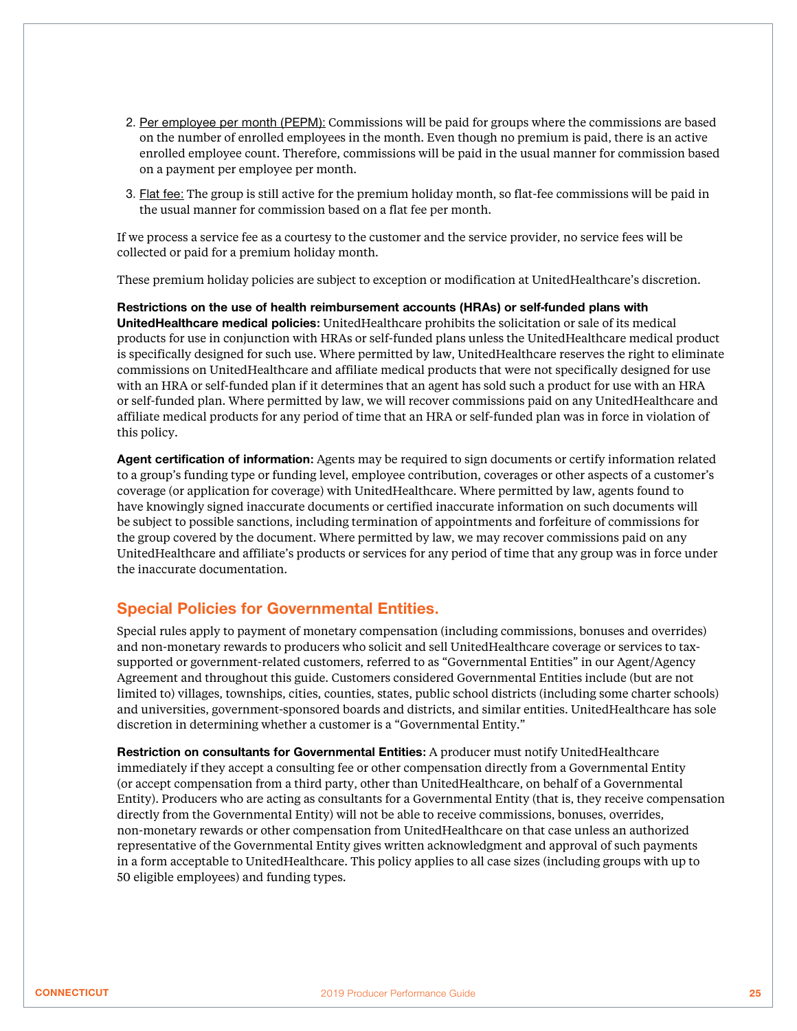2. Per employee per month (PEPM): Commissions will be paid for groups where the commissions are based on the number of enrolled employees in the month. Even though no premium is paid, there is an active enrolled employee count. Therefore, commissions will be paid in the usual manner for commission based on a payment per employee per month.

3. Flat fee: The group is still active for the premium holiday month, so flat-fee commissions will be paid in the usual manner for commission based on a flat fee per month.

If we process a service fee as a courtesy to the customer and the service provider, no service fees will be collected or paid for a premium holiday month.

These premium holiday policies are subject to exception or modification at UnitedHealthcare's discretion.

**Restrictions on the use of health reimbursement accounts (HRAs) or self-funded plans with UnitedHealthcare medical policies:** UnitedHealthcare prohibits the solicitation or sale of its medical products for use in conjunction with HRAs or self-funded plans unless the UnitedHealthcare medical product is specifically designed for such use. Where permitted by law, UnitedHealthcare reserves the right to eliminate commissions on UnitedHealthcare and affiliate medical products that were not specifically designed for use with an HRA or self-funded plan if it determines that an agent has sold such a product for use with an HRA or self-funded plan. Where permitted by law, we will recover commissions paid on any UnitedHealthcare and affiliate medical products for any period of time that an HRA or self-funded plan was in force in violation of this policy.

**Agent certification of information:** Agents may be required to sign documents or certify information related to a group's funding type or funding level, employee contribution, coverages or other aspects of a customer's coverage (or application for coverage) with UnitedHealthcare. Where permitted by law, agents found to have knowingly signed inaccurate documents or certified inaccurate information on such documents will be subject to possible sanctions, including termination of appointments and forfeiture of commissions for the group covered by the document. Where permitted by law, we may recover commissions paid on any UnitedHealthcare and affiliate's products or services for any period of time that any group was in force under the inaccurate documentation.

## Special Policies for Governmental Entities.

Special rules apply to payment of monetary compensation (including commissions, bonuses and overrides) and non-monetary rewards to producers who solicit and sell UnitedHealthcare coverage or services to tax-supported or government-related customers, referred to as "Governmental Entities" in our Agent/Agency Agreement and throughout this guide. Customers considered Governmental Entities include (but are not limited to) villages, townships, cities, counties, states, public school districts (including some charter schools) and universities, government-sponsored boards and districts, and similar entities. UnitedHealthcare has sole discretion in determining whether a customer is a "Governmental Entity."

**Restriction on consultants for Governmental Entities:** A producer must notify UnitedHealthcare immediately if they accept a consulting fee or other compensation directly from a Governmental Entity (or accept compensation from a third party, other than UnitedHealthcare, on behalf of a Governmental Entity). Producers who are acting as consultants for a Governmental Entity (that is, they receive compensation directly from the Governmental Entity) will not be able to receive commissions, bonuses, overrides, non-monetary rewards or other compensation from UnitedHealthcare on that case unless an authorized representative of the Governmental Entity gives written acknowledgment and approval of such payments in a form acceptable to UnitedHealthcare. This policy applies to all case sizes (including groups with up to 50 eligible employees) and funding types.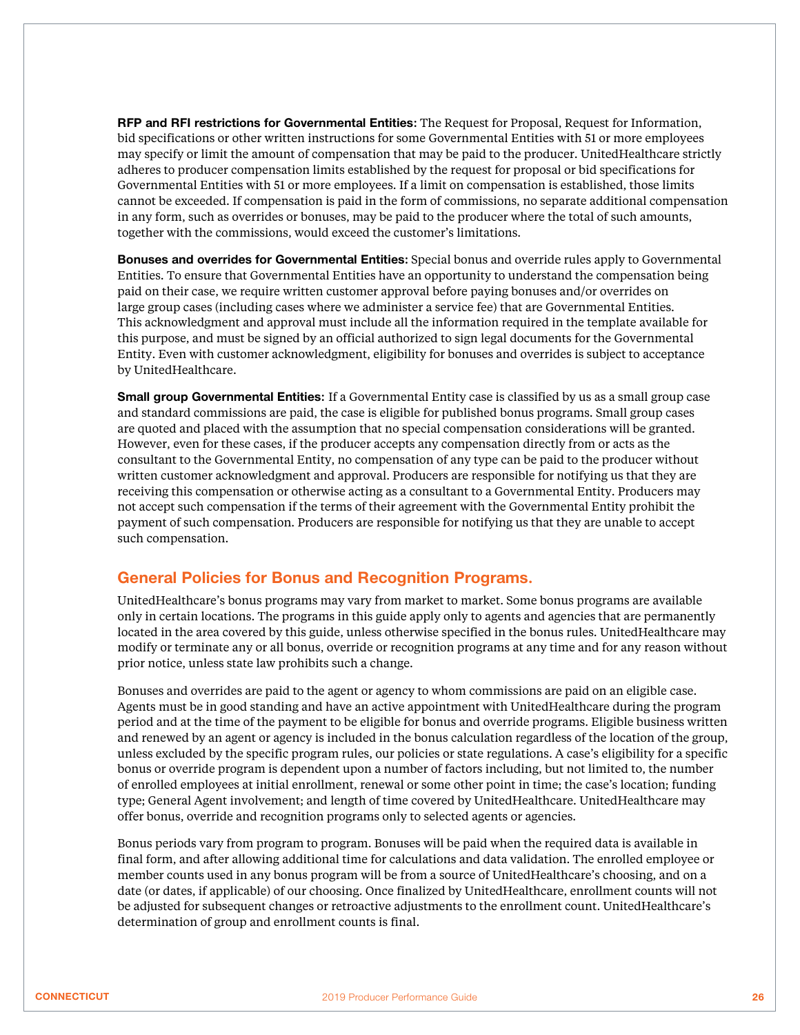**RFP and RFI restrictions for Governmental Entities:** The Request for Proposal, Request for Information, bid specifications or other written instructions for some Governmental Entities with 51 or more employees may specify or limit the amount of compensation that may be paid to the producer. UnitedHealthcare strictly adheres to producer compensation limits established by the request for proposal or bid specifications for Governmental Entities with 51 or more employees. If a limit on compensation is established, those limits cannot be exceeded. If compensation is paid in the form of commissions, no separate additional compensation in any form, such as overrides or bonuses, may be paid to the producer where the total of such amounts, together with the commissions, would exceed the customer's limitations.

**Bonuses and overrides for Governmental Entities:** Special bonus and override rules apply to Governmental Entities. To ensure that Governmental Entities have an opportunity to understand the compensation being paid on their case, we require written customer approval before paying bonuses and/or overrides on large group cases (including cases where we administer a service fee) that are Governmental Entities. This acknowledgment and approval must include all the information required in the template available for this purpose, and must be signed by an official authorized to sign legal documents for the Governmental Entity. Even with customer acknowledgment, eligibility for bonuses and overrides is subject to acceptance by UnitedHealthcare.

**Small group Governmental Entities:** If a Governmental Entity case is classified by us as a small group case and standard commissions are paid, the case is eligible for published bonus programs. Small group cases are quoted and placed with the assumption that no special compensation considerations will be granted. However, even for these cases, if the producer accepts any compensation directly from or acts as the consultant to the Governmental Entity, no compensation of any type can be paid to the producer without written customer acknowledgment and approval. Producers are responsible for notifying us that they are receiving this compensation or otherwise acting as a consultant to a Governmental Entity. Producers may not accept such compensation if the terms of their agreement with the Governmental Entity prohibit the payment of such compensation. Producers are responsible for notifying us that they are unable to accept such compensation.

## General Policies for Bonus and Recognition Programs.

UnitedHealthcare's bonus programs may vary from market to market. Some bonus programs are available only in certain locations. The programs in this guide apply only to agents and agencies that are permanently located in the area covered by this guide, unless otherwise specified in the bonus rules. UnitedHealthcare may modify or terminate any or all bonus, override or recognition programs at any time and for any reason without prior notice, unless state law prohibits such a change.

Bonuses and overrides are paid to the agent or agency to whom commissions are paid on an eligible case. Agents must be in good standing and have an active appointment with UnitedHealthcare during the program period and at the time of the payment to be eligible for bonus and override programs. Eligible business written and renewed by an agent or agency is included in the bonus calculation regardless of the location of the group, unless excluded by the specific program rules, our policies or state regulations. A case's eligibility for a specific bonus or override program is dependent upon a number of factors including, but not limited to, the number of enrolled employees at initial enrollment, renewal or some other point in time; the case's location; funding type; General Agent involvement; and length of time covered by UnitedHealthcare. UnitedHealthcare may offer bonus, override and recognition programs only to selected agents or agencies.

Bonus periods vary from program to program. Bonuses will be paid when the required data is available in final form, and after allowing additional time for calculations and data validation. The enrolled employee or member counts used in any bonus program will be from a source of UnitedHealthcare's choosing, and on a date (or dates, if applicable) of our choosing. Once finalized by UnitedHealthcare, enrollment counts will not be adjusted for subsequent changes or retroactive adjustments to the enrollment count. UnitedHealthcare's determination of group and enrollment counts is final.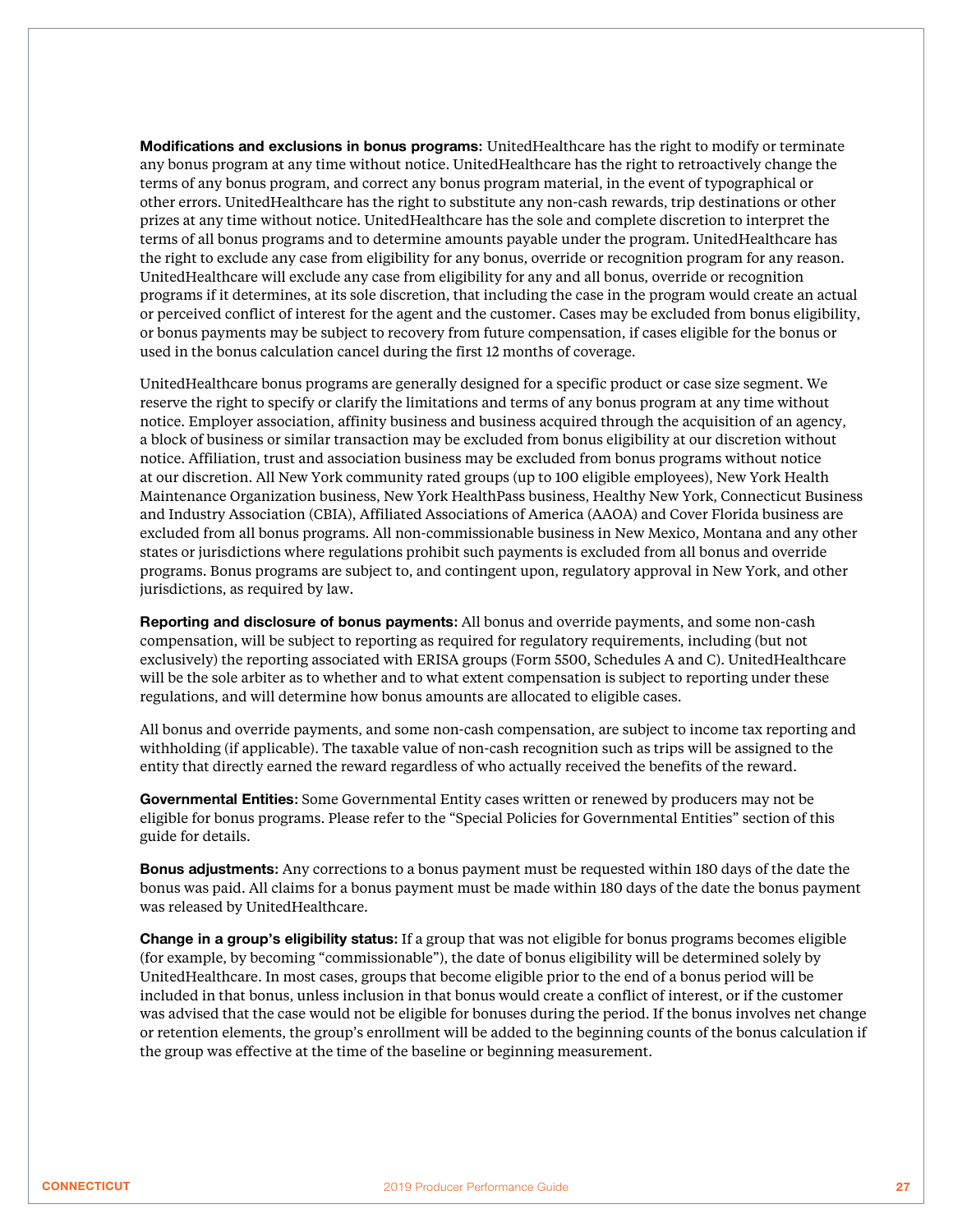**Modifications and exclusions in bonus programs:** UnitedHealthcare has the right to modify or terminate any bonus program at any time without notice. UnitedHealthcare has the right to retroactively change the terms of any bonus program, and correct any bonus program material, in the event of typographical or other errors. UnitedHealthcare has the right to substitute any non-cash rewards, trip destinations or other prizes at any time without notice. UnitedHealthcare has the sole and complete discretion to interpret the terms of all bonus programs and to determine amounts payable under the program. UnitedHealthcare has the right to exclude any case from eligibility for any bonus, override or recognition program for any reason. UnitedHealthcare will exclude any case from eligibility for any and all bonus, override or recognition programs if it determines, at its sole discretion, that including the case in the program would create an actual or perceived conflict of interest for the agent and the customer. Cases may be excluded from bonus eligibility, or bonus payments may be subject to recovery from future compensation, if cases eligible for the bonus or used in the bonus calculation cancel during the first 12 months of coverage.

UnitedHealthcare bonus programs are generally designed for a specific product or case size segment. We reserve the right to specify or clarify the limitations and terms of any bonus program at any time without notice. Employer association, affinity business and business acquired through the acquisition of an agency, a block of business or similar transaction may be excluded from bonus eligibility at our discretion without notice. Affiliation, trust and association business may be excluded from bonus programs without notice at our discretion. All New York community rated groups (up to 100 eligible employees), New York Health Maintenance Organization business, New York HealthPass business, Healthy New York, Connecticut Business and Industry Association (CBIA), Affiliated Associations of America (AAOA) and Cover Florida business are excluded from all bonus programs. All non-commissionable business in New Mexico, Montana and any other states or jurisdictions where regulations prohibit such payments is excluded from all bonus and override programs. Bonus programs are subject to, and contingent upon, regulatory approval in New York, and other jurisdictions, as required by law.

**Reporting and disclosure of bonus payments:** All bonus and override payments, and some non-cash compensation, will be subject to reporting as required for regulatory requirements, including (but not exclusively) the reporting associated with ERISA groups (Form 5500, Schedules A and C). UnitedHealthcare will be the sole arbiter as to whether and to what extent compensation is subject to reporting under these regulations, and will determine how bonus amounts are allocated to eligible cases.

All bonus and override payments, and some non-cash compensation, are subject to income tax reporting and withholding (if applicable). The taxable value of non-cash recognition such as trips will be assigned to the entity that directly earned the reward regardless of who actually received the benefits of the reward.

**Governmental Entities:** Some Governmental Entity cases written or renewed by producers may not be eligible for bonus programs. Please refer to the "Special Policies for Governmental Entities" section of this guide for details.

**Bonus adjustments:** Any corrections to a bonus payment must be requested within 180 days of the date the bonus was paid. All claims for a bonus payment must be made within 180 days of the date the bonus payment was released by UnitedHealthcare.

**Change in a group's eligibility status:** If a group that was not eligible for bonus programs becomes eligible (for example, by becoming "commissionable"), the date of bonus eligibility will be determined solely by UnitedHealthcare. In most cases, groups that become eligible prior to the end of a bonus period will be included in that bonus, unless inclusion in that bonus would create a conflict of interest, or if the customer was advised that the case would not be eligible for bonuses during the period. If the bonus involves net change or retention elements, the group's enrollment will be added to the beginning counts of the bonus calculation if the group was effective at the time of the baseline or beginning measurement.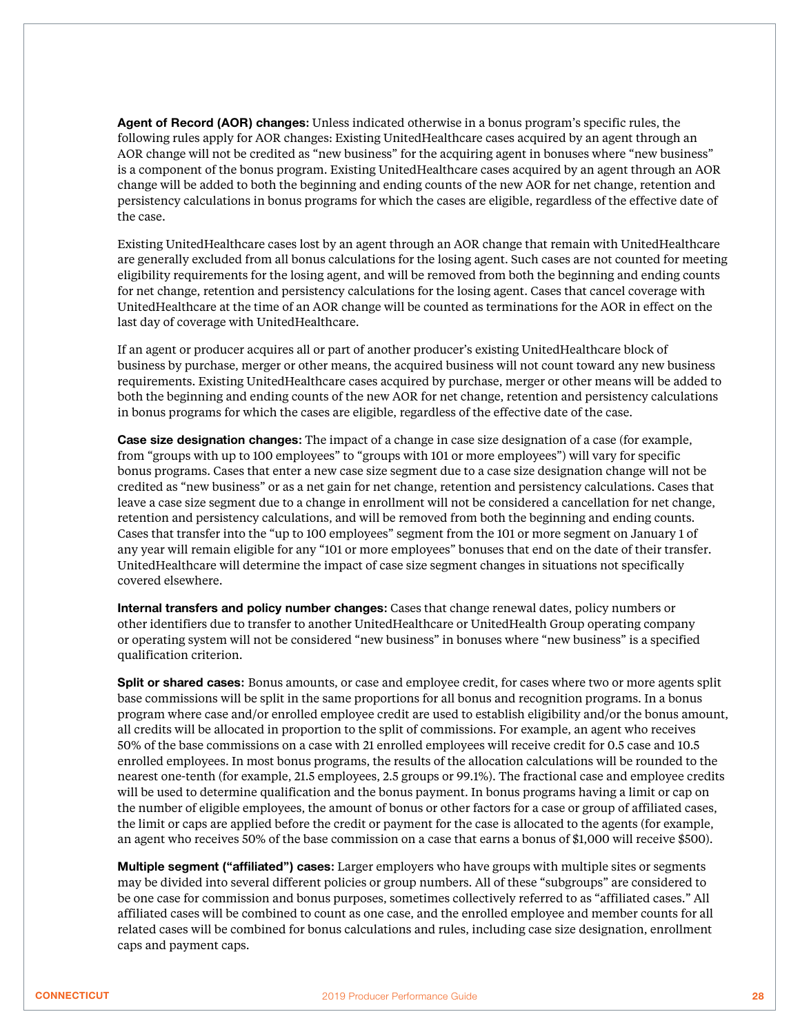**Agent of Record (AOR) changes:** Unless indicated otherwise in a bonus program's specific rules, the following rules apply for AOR changes: Existing UnitedHealthcare cases acquired by an agent through an AOR change will not be credited as "new business" for the acquiring agent in bonuses where "new business" is a component of the bonus program. Existing UnitedHealthcare cases acquired by an agent through an AOR change will be added to both the beginning and ending counts of the new AOR for net change, retention and persistency calculations in bonus programs for which the cases are eligible, regardless of the effective date of the case.

Existing UnitedHealthcare cases lost by an agent through an AOR change that remain with UnitedHealthcare are generally excluded from all bonus calculations for the losing agent. Such cases are not counted for meeting eligibility requirements for the losing agent, and will be removed from both the beginning and ending counts for net change, retention and persistency calculations for the losing agent. Cases that cancel coverage with UnitedHealthcare at the time of an AOR change will be counted as terminations for the AOR in effect on the last day of coverage with UnitedHealthcare.

If an agent or producer acquires all or part of another producer's existing UnitedHealthcare block of business by purchase, merger or other means, the acquired business will not count toward any new business requirements. Existing UnitedHealthcare cases acquired by purchase, merger or other means will be added to both the beginning and ending counts of the new AOR for net change, retention and persistency calculations in bonus programs for which the cases are eligible, regardless of the effective date of the case.

**Case size designation changes:** The impact of a change in case size designation of a case (for example, from "groups with up to 100 employees" to "groups with 101 or more employees") will vary for specific bonus programs. Cases that enter a new case size segment due to a case size designation change will not be credited as "new business" or as a net gain for net change, retention and persistency calculations. Cases that leave a case size segment due to a change in enrollment will not be considered a cancellation for net change, retention and persistency calculations, and will be removed from both the beginning and ending counts. Cases that transfer into the "up to 100 employees" segment from the 101 or more segment on January 1 of any year will remain eligible for any "101 or more employees" bonuses that end on the date of their transfer. UnitedHealthcare will determine the impact of case size segment changes in situations not specifically covered elsewhere.

**Internal transfers and policy number changes:** Cases that change renewal dates, policy numbers or other identifiers due to transfer to another UnitedHealthcare or UnitedHealth Group operating company or operating system will not be considered "new business" in bonuses where "new business" is a specified qualification criterion.

**Split or shared cases:** Bonus amounts, or case and employee credit, for cases where two or more agents split base commissions will be split in the same proportions for all bonus and recognition programs. In a bonus program where case and/or enrolled employee credit are used to establish eligibility and/or the bonus amount, all credits will be allocated in proportion to the split of commissions. For example, an agent who receives 50% of the base commissions on a case with 21 enrolled employees will receive credit for 0.5 case and 10.5 enrolled employees. In most bonus programs, the results of the allocation calculations will be rounded to the nearest one-tenth (for example, 21.5 employees, 2.5 groups or 99.1%). The fractional case and employee credits will be used to determine qualification and the bonus payment. In bonus programs having a limit or cap on the number of eligible employees, the amount of bonus or other factors for a case or group of affiliated cases, the limit or caps are applied before the credit or payment for the case is allocated to the agents (for example, an agent who receives 50% of the base commission on a case that earns a bonus of $1,000 will receive $500).

**Multiple segment ("affiliated") cases:** Larger employers who have groups with multiple sites or segments may be divided into several different policies or group numbers. All of these "subgroups" are considered to be one case for commission and bonus purposes, sometimes collectively referred to as "affiliated cases." All affiliated cases will be combined to count as one case, and the enrolled employee and member counts for all related cases will be combined for bonus calculations and rules, including case size designation, enrollment caps and payment caps.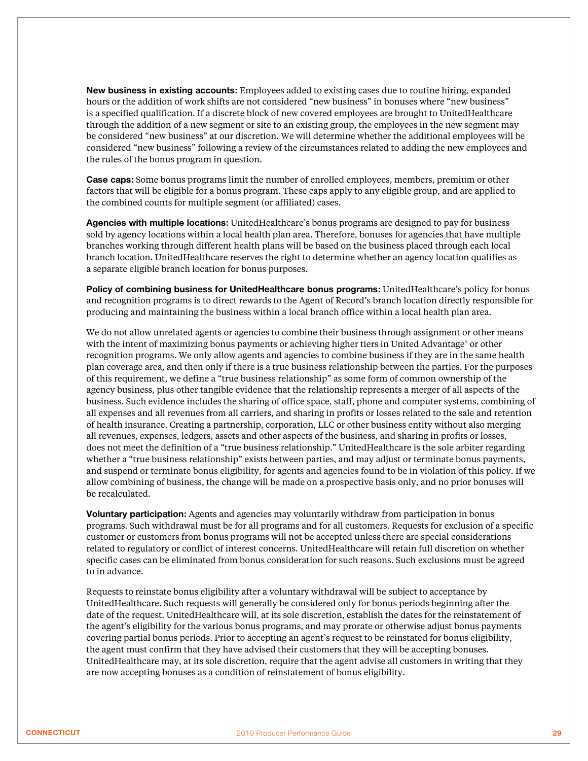**New business in existing accounts:** Employees added to existing cases due to routine hiring, expanded hours or the addition of work shifts are not considered "new business" in bonuses where "new business" is a specified qualification. If a discrete block of new covered employees are brought to UnitedHealthcare through the addition of a new segment or site to an existing group, the employees in the new segment may be considered "new business" at our discretion. We will determine whether the additional employees will be considered "new business" following a review of the circumstances related to adding the new employees and the rules of the bonus program in question.

**Case caps:** Some bonus programs limit the number of enrolled employees, members, premium or other factors that will be eligible for a bonus program. These caps apply to any eligible group, and are applied to the combined counts for multiple segment (or affiliated) cases.

**Agencies with multiple locations:** UnitedHealthcare's bonus programs are designed to pay for business sold by agency locations within a local health plan area. Therefore, bonuses for agencies that have multiple branches working through different health plans will be based on the business placed through each local branch location. UnitedHealthcare reserves the right to determine whether an agency location qualifies as a separate eligible branch location for bonus purposes.

**Policy of combining business for UnitedHealthcare bonus programs:** UnitedHealthcare's policy for bonus and recognition programs is to direct rewards to the Agent of Record's branch location directly responsible for producing and maintaining the business within a local branch office within a local health plan area.

We do not allow unrelated agents or agencies to combine their business through assignment or other means with the intent of maximizing bonus payments or achieving higher tiers in United Advantage® or other recognition programs. We only allow agents and agencies to combine business if they are in the same health plan coverage area, and then only if there is a true business relationship between the parties. For the purposes of this requirement, we define a "true business relationship" as some form of common ownership of the agency business, plus other tangible evidence that the relationship represents a merger of all aspects of the business. Such evidence includes the sharing of office space, staff, phone and computer systems, combining of all expenses and all revenues from all carriers, and sharing in profits or losses related to the sale and retention of health insurance. Creating a partnership, corporation, LLC or other business entity without also merging all revenues, expenses, ledgers, assets and other aspects of the business, and sharing in profits or losses, does not meet the definition of a "true business relationship." UnitedHealthcare is the sole arbiter regarding whether a "true business relationship" exists between parties, and may adjust or terminate bonus payments, and suspend or terminate bonus eligibility, for agents and agencies found to be in violation of this policy. If we allow combining of business, the change will be made on a prospective basis only, and no prior bonuses will be recalculated.

**Voluntary participation:** Agents and agencies may voluntarily withdraw from participation in bonus programs. Such withdrawal must be for all programs and for all customers. Requests for exclusion of a specific customer or customers from bonus programs will not be accepted unless there are special considerations related to regulatory or conflict of interest concerns. UnitedHealthcare will retain full discretion on whether specific cases can be eliminated from bonus consideration for such reasons. Such exclusions must be agreed to in advance.

Requests to reinstate bonus eligibility after a voluntary withdrawal will be subject to acceptance by UnitedHealthcare. Such requests will generally be considered only for bonus periods beginning after the date of the request. UnitedHealthcare will, at its sole discretion, establish the dates for the reinstatement of the agent's eligibility for the various bonus programs, and may prorate or otherwise adjust bonus payments covering partial bonus periods. Prior to accepting an agent's request to be reinstated for bonus eligibility, the agent must confirm that they have advised their customers that they will be accepting bonuses. UnitedHealthcare may, at its sole discretion, require that the agent advise all customers in writing that they are now accepting bonuses as a condition of reinstatement of bonus eligibility.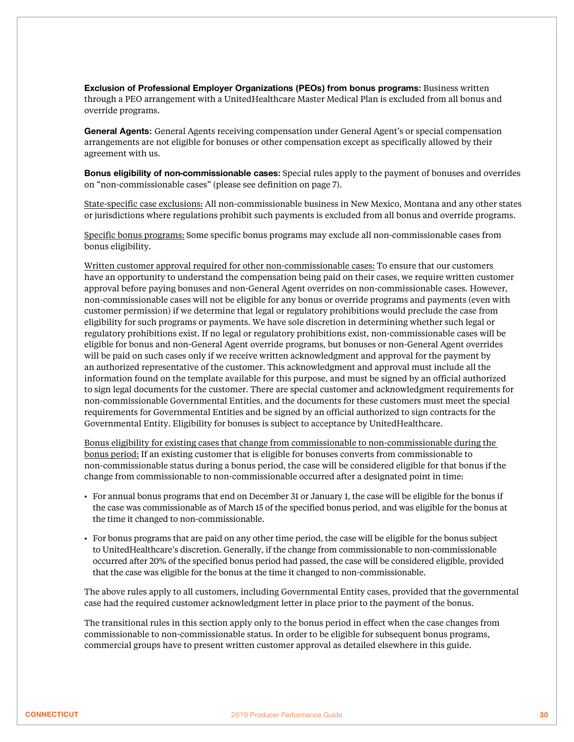**Exclusion of Professional Employer Organizations (PEOs) from bonus programs:** Business written through a PEO arrangement with a UnitedHealthcare Master Medical Plan is excluded from all bonus and override programs.

**General Agents:** General Agents receiving compensation under General Agent's or special compensation arrangements are not eligible for bonuses or other compensation except as specifically allowed by their agreement with us.

**Bonus eligibility of non-commissionable cases:** Special rules apply to the payment of bonuses and overrides on "non-commissionable cases" (please see definition on page 7).

<u>State-specific case exclusions:</u> All non-commissionable business in New Mexico, Montana and any other states or jurisdictions where regulations prohibit such payments is excluded from all bonus and override programs.

<u>Specific bonus programs:</u> Some specific bonus programs may exclude all non-commissionable cases from bonus eligibility.

<u>Written customer approval required for other non-commissionable cases:</u> To ensure that our customers have an opportunity to understand the compensation being paid on their cases, we require written customer approval before paying bonuses and non-General Agent overrides on non-commissionable cases. However, non-commissionable cases will not be eligible for any bonus or override programs and payments (even with customer permission) if we determine that legal or regulatory prohibitions would preclude the case from eligibility for such programs or payments. We have sole discretion in determining whether such legal or regulatory prohibitions exist. If no legal or regulatory prohibitions exist, non-commissionable cases will be eligible for bonus and non-General Agent override programs, but bonuses or non-General Agent overrides will be paid on such cases only if we receive written acknowledgment and approval for the payment by an authorized representative of the customer. This acknowledgment and approval must include all the information found on the template available for this purpose, and must be signed by an official authorized to sign legal documents for the customer. There are special customer and acknowledgment requirements for non-commissionable Governmental Entities, and the documents for these customers must meet the special requirements for Governmental Entities and be signed by an official authorized to sign contracts for the Governmental Entity. Eligibility for bonuses is subject to acceptance by UnitedHealthcare.

<u>Bonus eligibility for existing cases that change from commissionable to non-commissionable during the bonus period:</u> If an existing customer that is eligible for bonuses converts from commissionable to non-commissionable status during a bonus period, the case will be considered eligible for that bonus if the change from commissionable to non-commissionable occurred after a designated point in time:

- For annual bonus programs that end on December 31 or January 1, the case will be eligible for the bonus if the case was commissionable as of March 15 of the specified bonus period, and was eligible for the bonus at the time it changed to non-commissionable.
- For bonus programs that are paid on any other time period, the case will be eligible for the bonus subject to UnitedHealthcare's discretion. Generally, if the change from commissionable to non-commissionable occurred after 20% of the specified bonus period had passed, the case will be considered eligible, provided that the case was eligible for the bonus at the time it changed to non-commissionable.

The above rules apply to all customers, including Governmental Entity cases, provided that the governmental case had the required customer acknowledgment letter in place prior to the payment of the bonus.

The transitional rules in this section apply only to the bonus period in effect when the case changes from commissionable to non-commissionable status. In order to be eligible for subsequent bonus programs, commercial groups have to present written customer approval as detailed elsewhere in this guide.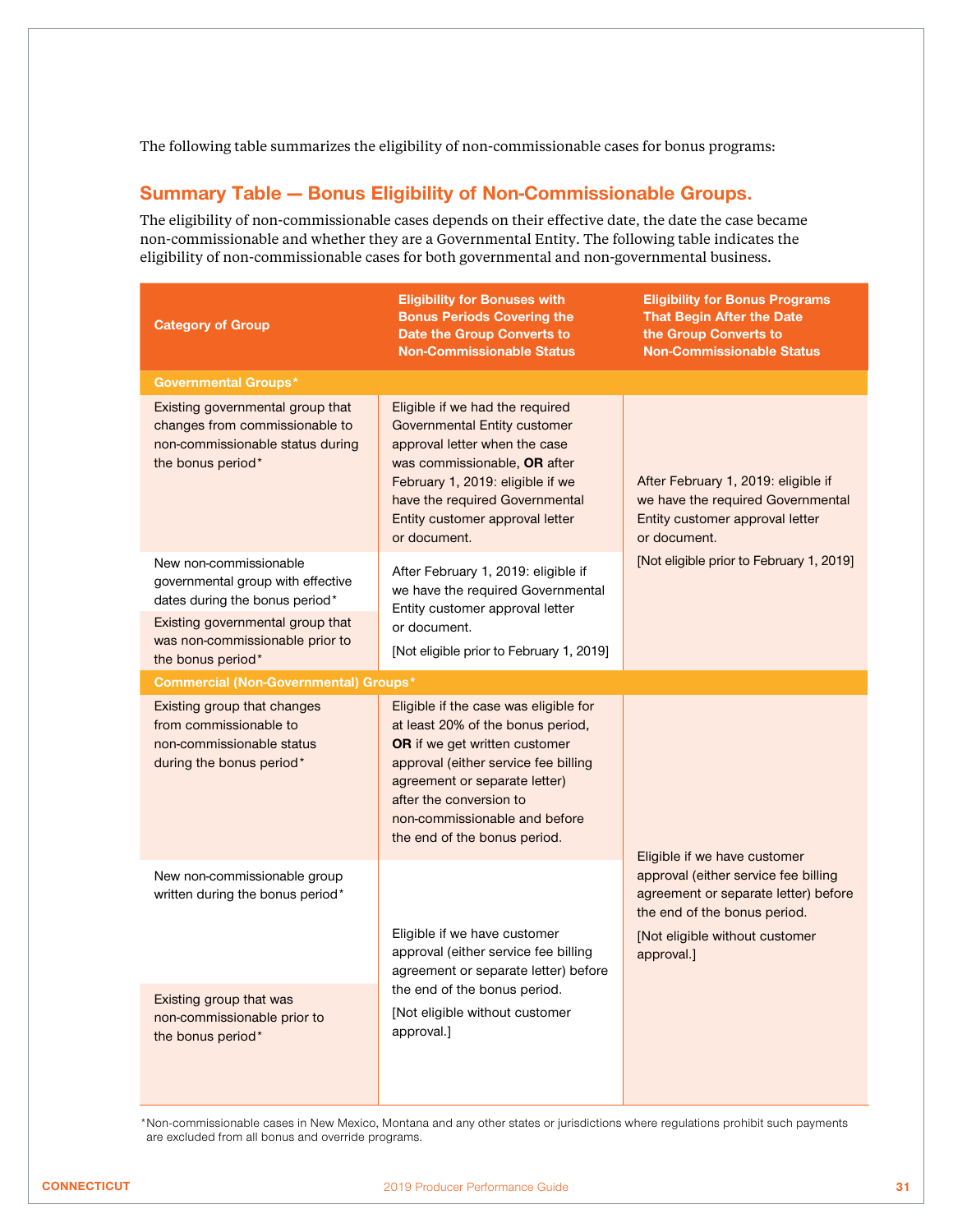The following table summarizes the eligibility of non-commissionable cases for bonus programs:

## Summary Table — Bonus Eligibility of Non-Commissionable Groups.

The eligibility of non-commissionable cases depends on their effective date, the date the case became non-commissionable and whether they are a Governmental Entity. The following table indicates the eligibility of non-commissionable cases for both governmental and non-governmental business.

| Category of Group | Eligibility for Bonuses with Bonus Periods Covering the Date the Group Converts to Non-Commissionable Status | Eligibility for Bonus Programs That Begin After the Date the Group Converts to Non-Commissionable Status |
|---|---|---|
| **Governmental Groups*** | | |
| Existing governmental group that changes from commissionable to non-commissionable status during the bonus period* | Eligible if we had the required Governmental Entity customer approval letter when the case was commissionable, **OR** after February 1, 2019: eligible if we have the required Governmental Entity customer approval letter or document. | After February 1, 2019: eligible if we have the required Governmental Entity customer approval letter or document. [Not eligible prior to February 1, 2019] |
| New non-commissionable governmental group with effective dates during the bonus period* | After February 1, 2019: eligible if we have the required Governmental Entity customer approval letter or document. [Not eligible prior to February 1, 2019] | After February 1, 2019: eligible if we have the required Governmental Entity customer approval letter or document. [Not eligible prior to February 1, 2019] |
| Existing governmental group that was non-commissionable prior to the bonus period* | After February 1, 2019: eligible if we have the required Governmental Entity customer approval letter or document. [Not eligible prior to February 1, 2019] | After February 1, 2019: eligible if we have the required Governmental Entity customer approval letter or document. [Not eligible prior to February 1, 2019] |
| **Commercial (Non-Governmental) Groups*** | | |
| Existing group that changes from commissionable to non-commissionable status during the bonus period* | Eligible if the case was eligible for at least 20% of the bonus period, **OR** if we get written customer approval (either service fee billing agreement or separate letter) after the conversion to non-commissionable and before the end of the bonus period. | Eligible if we have customer approval (either service fee billing agreement or separate letter) before the end of the bonus period. [Not eligible without customer approval.] |
| New non-commissionable group written during the bonus period* | Eligible if we have customer approval (either service fee billing agreement or separate letter) before the end of the bonus period. [Not eligible without customer approval.] | Eligible if we have customer approval (either service fee billing agreement or separate letter) before the end of the bonus period. [Not eligible without customer approval.] |
| Existing group that was non-commissionable prior to the bonus period* | Eligible if we have customer approval (either service fee billing agreement or separate letter) before the end of the bonus period. [Not eligible without customer approval.] | Eligible if we have customer approval (either service fee billing agreement or separate letter) before the end of the bonus period. [Not eligible without customer approval.] |

*Non-commissionable cases in New Mexico, Montana and any other states or jurisdictions where regulations prohibit such payments are excluded from all bonus and override programs.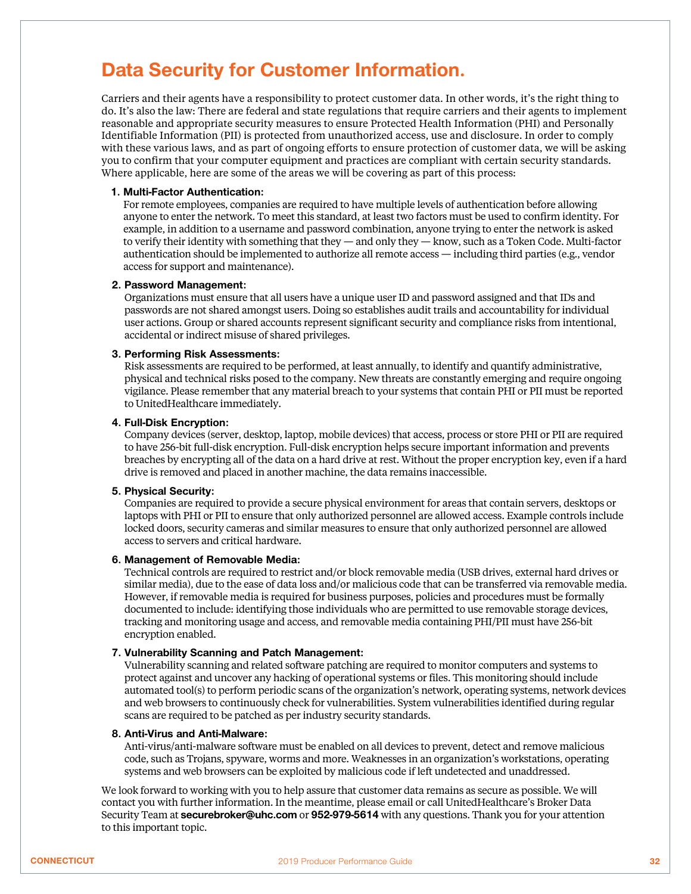# Data Security for Customer Information.

Carriers and their agents have a responsibility to protect customer data. In other words, it's the right thing to do. It's also the law: There are federal and state regulations that require carriers and their agents to implement reasonable and appropriate security measures to ensure Protected Health Information (PHI) and Personally Identifiable Information (PII) is protected from unauthorized access, use and disclosure. In order to comply with these various laws, and as part of ongoing efforts to ensure protection of customer data, we will be asking you to confirm that your computer equipment and practices are compliant with certain security standards. Where applicable, here are some of the areas we will be covering as part of this process:

1. **Multi-Factor Authentication:**
   For remote employees, companies are required to have multiple levels of authentication before allowing anyone to enter the network. To meet this standard, at least two factors must be used to confirm identity. For example, in addition to a username and password combination, anyone trying to enter the network is asked to verify their identity with something that they — and only they — know, such as a Token Code. Multi-factor authentication should be implemented to authorize all remote access — including third parties (e.g., vendor access for support and maintenance).

2. **Password Management:**
   Organizations must ensure that all users have a unique user ID and password assigned and that IDs and passwords are not shared amongst users. Doing so establishes audit trails and accountability for individual user actions. Group or shared accounts represent significant security and compliance risks from intentional, accidental or indirect misuse of shared privileges.

3. **Performing Risk Assessments:**
   Risk assessments are required to be performed, at least annually, to identify and quantify administrative, physical and technical risks posed to the company. New threats are constantly emerging and require ongoing vigilance. Please remember that any material breach to your systems that contain PHI or PII must be reported to UnitedHealthcare immediately.

4. **Full-Disk Encryption:**
   Company devices (server, desktop, laptop, mobile devices) that access, process or store PHI or PII are required to have 256-bit full-disk encryption. Full-disk encryption helps secure important information and prevents breaches by encrypting all of the data on a hard drive at rest. Without the proper encryption key, even if a hard drive is removed and placed in another machine, the data remains inaccessible.

5. **Physical Security:**
   Companies are required to provide a secure physical environment for areas that contain servers, desktops or laptops with PHI or PII to ensure that only authorized personnel are allowed access. Example controls include locked doors, security cameras and similar measures to ensure that only authorized personnel are allowed access to servers and critical hardware.

6. **Management of Removable Media:**
   Technical controls are required to restrict and/or block removable media (USB drives, external hard drives or similar media), due to the ease of data loss and/or malicious code that can be transferred via removable media. However, if removable media is required for business purposes, policies and procedures must be formally documented to include: identifying those individuals who are permitted to use removable storage devices, tracking and monitoring usage and access, and removable media containing PHI/PII must have 256-bit encryption enabled.

7. **Vulnerability Scanning and Patch Management:**
   Vulnerability scanning and related software patching are required to monitor computers and systems to protect against and uncover any hacking of operational systems or files. This monitoring should include automated tool(s) to perform periodic scans of the organization's network, operating systems, network devices and web browsers to continuously check for vulnerabilities. System vulnerabilities identified during regular scans are required to be patched as per industry security standards.

8. **Anti-Virus and Anti-Malware:**
   Anti-virus/anti-malware software must be enabled on all devices to prevent, detect and remove malicious code, such as Trojans, spyware, worms and more. Weaknesses in an organization's workstations, operating systems and web browsers can be exploited by malicious code if left undetected and unaddressed.

We look forward to working with you to help assure that customer data remains as secure as possible. We will contact you with further information. In the meantime, please email or call UnitedHealthcare's Broker Data Security Team at **securebroker@uhc.com** or **952-979-5614** with any questions. Thank you for your attention to this important topic.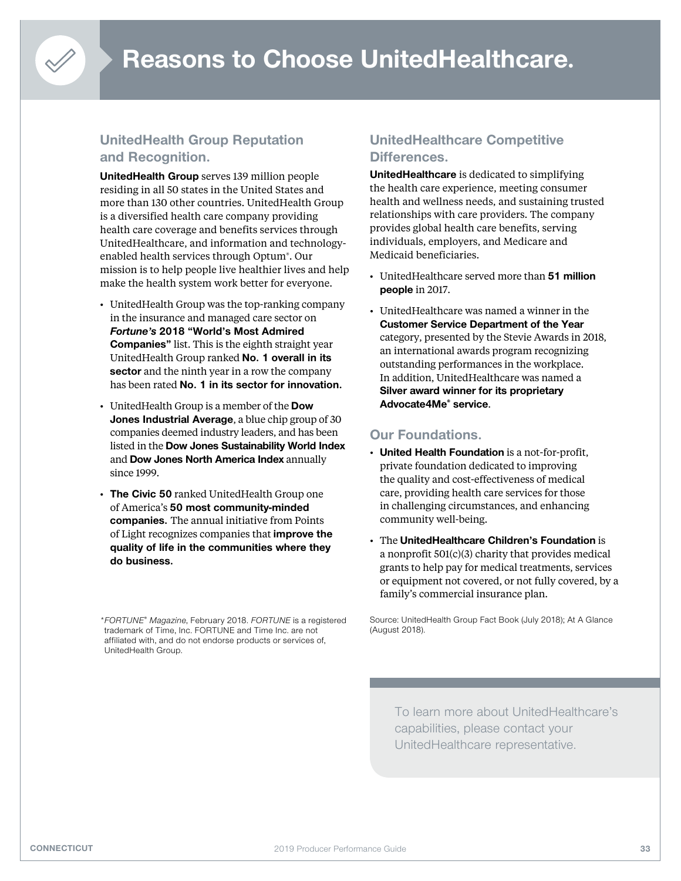# Reasons to Choose UnitedHealthcare.

## UnitedHealth Group Reputation and Recognition.

**UnitedHealth Group** serves 139 million people residing in all 50 states in the United States and more than 130 other countries. UnitedHealth Group is a diversified health care company providing health care coverage and benefits services through UnitedHealthcare, and information and technology-enabled health services through Optum®. Our mission is to help people live healthier lives and help make the health system work better for everyone.

- UnitedHealth Group was the top-ranking company in the insurance and managed care sector on ***Fortune's* 2018 "World's Most Admired Companies"** list. This is the eighth straight year UnitedHealth Group ranked **No. 1 overall in its sector** and the ninth year in a row the company has been rated **No. 1 in its sector for innovation.**
- UnitedHealth Group is a member of the **Dow Jones Industrial Average**, a blue chip group of 30 companies deemed industry leaders, and has been listed in the **Dow Jones Sustainability World Index** and **Dow Jones North America Index** annually since 1999.
- **The Civic 50** ranked UnitedHealth Group one of America's **50 most community-minded companies.** The annual initiative from Points of Light recognizes companies that **improve the quality of life in the communities where they do business.**

\**FORTUNE® Magazine*, February 2018. *FORTUNE* is a registered trademark of Time, Inc. FORTUNE and Time Inc. are not affiliated with, and do not endorse products or services of, UnitedHealth Group.

## UnitedHealthcare Competitive Differences.

**UnitedHealthcare** is dedicated to simplifying the health care experience, meeting consumer health and wellness needs, and sustaining trusted relationships with care providers. The company provides global health care benefits, serving individuals, employers, and Medicare and Medicaid beneficiaries.

- UnitedHealthcare served more than **51 million people** in 2017.
- UnitedHealthcare was named a winner in the **Customer Service Department of the Year** category, presented by the Stevie Awards in 2018, an international awards program recognizing outstanding performances in the workplace. In addition, UnitedHealthcare was named a **Silver award winner for its proprietary Advocate4Me® service**.

## Our Foundations.

- **United Health Foundation** is a not-for-profit, private foundation dedicated to improving the quality and cost-effectiveness of medical care, providing health care services for those in challenging circumstances, and enhancing community well-being.
- The **UnitedHealthcare Children's Foundation** is a nonprofit 501(c)(3) charity that provides medical grants to help pay for medical treatments, services or equipment not covered, or not fully covered, by a family's commercial insurance plan.

Source: UnitedHealth Group Fact Book (July 2018); At A Glance (August 2018).

To learn more about UnitedHealthcare's capabilities, please contact your UnitedHealthcare representative.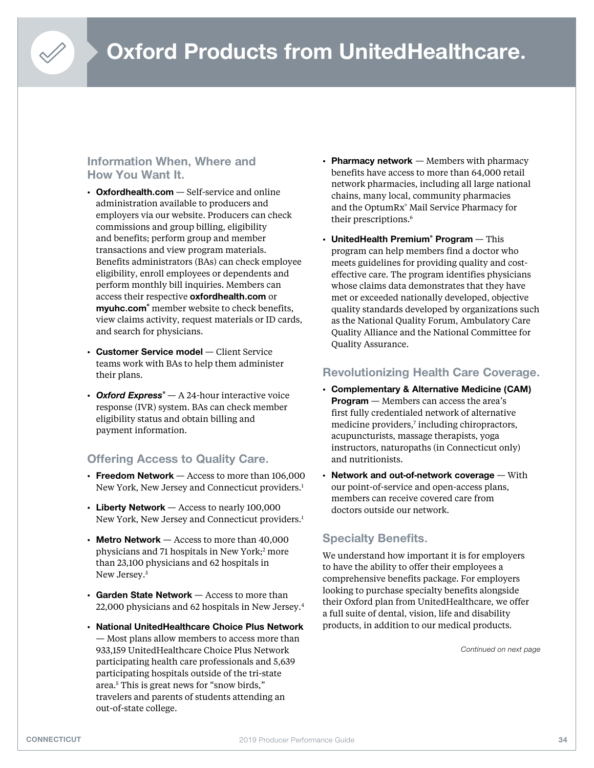# Oxford Products from UnitedHealthcare.

## Information When, Where and How You Want It.

- **Oxfordhealth.com** — Self-service and online administration available to producers and employers via our website. Producers can check commissions and group billing, eligibility and benefits; perform group and member transactions and view program materials. Benefits administrators (BAs) can check employee eligibility, enroll employees or dependents and perform monthly bill inquiries. Members can access their respective **oxfordhealth.com** or **myuhc.com**® member website to check benefits, view claims activity, request materials or ID cards, and search for physicians.
- **Customer Service model** — Client Service teams work with BAs to help them administer their plans.
- ***Oxford Express***® — A 24-hour interactive voice response (IVR) system. BAs can check member eligibility status and obtain billing and payment information.

## Offering Access to Quality Care.

- **Freedom Network** — Access to more than 106,000 New York, New Jersey and Connecticut providers.[1]
- **Liberty Network** — Access to nearly 100,000 New York, New Jersey and Connecticut providers.[1]
- **Metro Network** — Access to more than 40,000 physicians and 71 hospitals in New York;[2] more than 23,100 physicians and 62 hospitals in New Jersey.[3]
- **Garden State Network** — Access to more than 22,000 physicians and 62 hospitals in New Jersey.[4]
- **National UnitedHealthcare Choice Plus Network** — Most plans allow members to access more than 933,159 UnitedHealthcare Choice Plus Network participating health care professionals and 5,639 participating hospitals outside of the tri-state area.[5] This is great news for "snow birds," travelers and parents of students attending an out-of-state college.
- **Pharmacy network** — Members with pharmacy benefits have access to more than 64,000 retail network pharmacies, including all large national chains, many local, community pharmacies and the OptumRx® Mail Service Pharmacy for their prescriptions.[6]
- **UnitedHealth Premium® Program** — This program can help members find a doctor who meets guidelines for providing quality and cost-effective care. The program identifies physicians whose claims data demonstrates that they have met or exceeded nationally developed, objective quality standards developed by organizations such as the National Quality Forum, Ambulatory Care Quality Alliance and the National Committee for Quality Assurance.

## Revolutionizing Health Care Coverage.

- **Complementary & Alternative Medicine (CAM) Program** — Members can access the area's first fully credentialed network of alternative medicine providers,[7] including chiropractors, acupuncturists, massage therapists, yoga instructors, naturopaths (in Connecticut only) and nutritionists.
- **Network and out-of-network coverage** — With our point-of-service and open-access plans, members can receive covered care from doctors outside our network.

## Specialty Benefits.

We understand how important it is for employers to have the ability to offer their employees a comprehensive benefits package. For employers looking to purchase specialty benefits alongside their Oxford plan from UnitedHealthcare, we offer a full suite of dental, vision, life and disability products, in addition to our medical products.

*Continued on next page*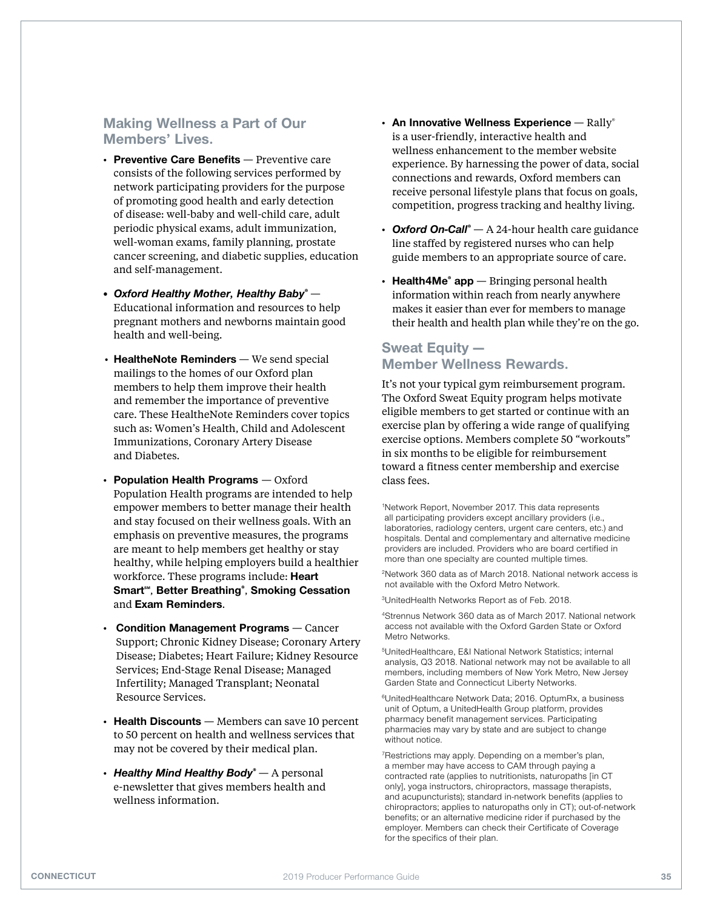## Making Wellness a Part of Our Members' Lives.

- **Preventive Care Benefits** — Preventive care consists of the following services performed by network participating providers for the purpose of promoting good health and early detection of disease: well-baby and well-child care, adult periodic physical exams, adult immunization, well-woman exams, family planning, prostate cancer screening, and diabetic supplies, education and self-management.

- ***Oxford Healthy Mother, Healthy Baby®*** — Educational information and resources to help pregnant mothers and newborns maintain good health and well-being.

- **HealtheNote Reminders** — We send special mailings to the homes of our Oxford plan members to help them improve their health and remember the importance of preventive care. These HealtheNote Reminders cover topics such as: Women's Health, Child and Adolescent Immunizations, Coronary Artery Disease and Diabetes.

- **Population Health Programs** — Oxford Population Health programs are intended to help empower members to better manage their health and stay focused on their wellness goals. With an emphasis on preventive measures, the programs are meant to help members get healthy or stay healthy, while helping employers build a healthier workforce. These programs include: **Heart Smart℠**, **Better Breathing®**, **Smoking Cessation** and **Exam Reminders**.

- **Condition Management Programs** — Cancer Support; Chronic Kidney Disease; Coronary Artery Disease; Diabetes; Heart Failure; Kidney Resource Services; End-Stage Renal Disease; Managed Infertility; Managed Transplant; Neonatal Resource Services.

- **Health Discounts** — Members can save 10 percent to 50 percent on health and wellness services that may not be covered by their medical plan.

- ***Healthy Mind Healthy Body®*** — A personal e-newsletter that gives members health and wellness information.

- **An Innovative Wellness Experience** — Rally® is a user-friendly, interactive health and wellness enhancement to the member website experience. By harnessing the power of data, social connections and rewards, Oxford members can receive personal lifestyle plans that focus on goals, competition, progress tracking and healthy living.

- ***Oxford On-Call®*** — A 24-hour health care guidance line staffed by registered nurses who can help guide members to an appropriate source of care.

- **Health4Me® app** — Bringing personal health information within reach from nearly anywhere makes it easier than ever for members to manage their health and health plan while they're on the go.

## Sweat Equity — Member Wellness Rewards.

It's not your typical gym reimbursement program. The Oxford Sweat Equity program helps motivate eligible members to get started or continue with an exercise plan by offering a wide range of qualifying exercise options. Members complete 50 "workouts" in six months to be eligible for reimbursement toward a fitness center membership and exercise class fees.

[1]Network Report, November 2017. This data represents all participating providers except ancillary providers (i.e., laboratories, radiology centers, urgent care centers, etc.) and hospitals. Dental and complementary and alternative medicine providers are included. Providers who are board certified in more than one specialty are counted multiple times.

[2]Network 360 data as of March 2018. National network access is not available with the Oxford Metro Network.

[3]UnitedHealth Networks Report as of Feb. 2018.

[4]Strennus Network 360 data as of March 2017. National network access not available with the Oxford Garden State or Oxford Metro Networks.

[5]UnitedHealthcare, E&I National Network Statistics; internal analysis, Q3 2018. National network may not be available to all members, including members of New York Metro, New Jersey Garden State and Connecticut Liberty Networks.

[6]UnitedHealthcare Network Data; 2016. OptumRx, a business unit of Optum, a UnitedHealth Group platform, provides pharmacy benefit management services. Participating pharmacies may vary by state and are subject to change without notice.

[7]Restrictions may apply. Depending on a member's plan, a member may have access to CAM through paying a contracted rate (applies to nutritionists, naturopaths [in CT only], yoga instructors, chiropractors, massage therapists, and acupuncturists); standard in-network benefits (applies to chiropractors; applies to naturopaths only in CT); out-of-network benefits; or an alternative medicine rider if purchased by the employer. Members can check their Certificate of Coverage for the specifics of their plan.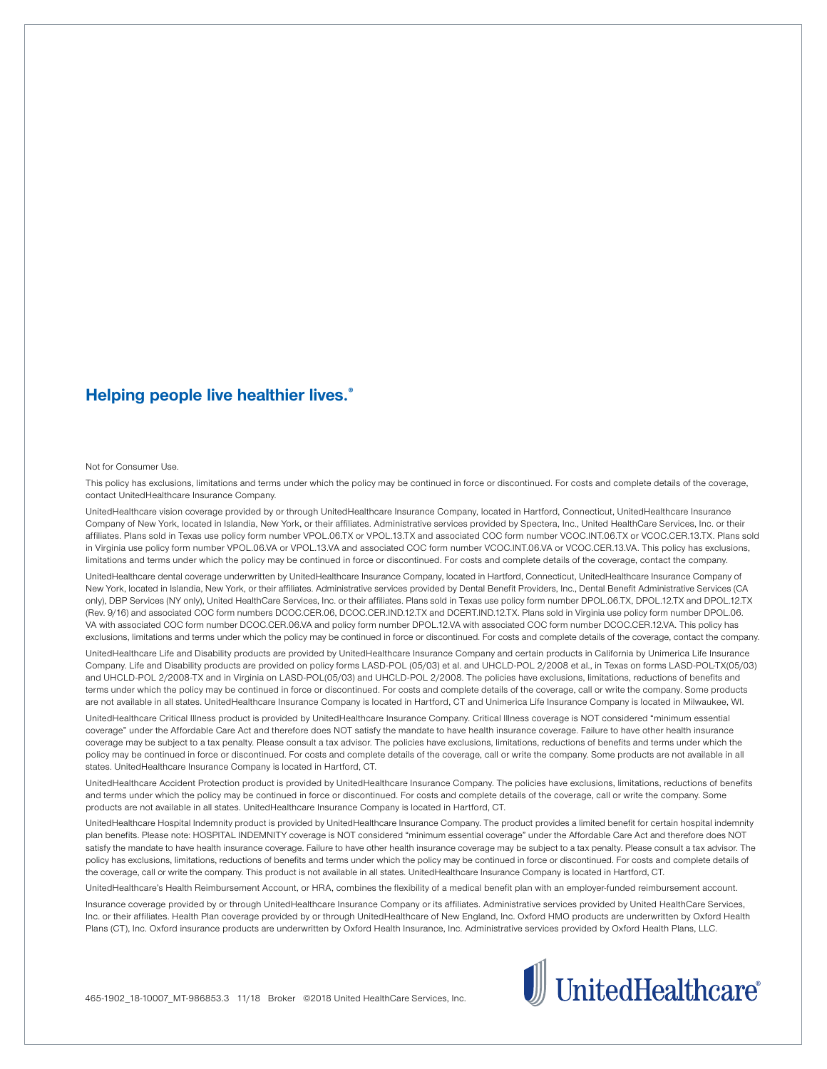**Helping people live healthier lives.®**

Not for Consumer Use.

This policy has exclusions, limitations and terms under which the policy may be continued in force or discontinued. For costs and complete details of the coverage, contact UnitedHealthcare Insurance Company.

UnitedHealthcare vision coverage provided by or through UnitedHealthcare Insurance Company, located in Hartford, Connecticut, UnitedHealthcare Insurance Company of New York, located in Islandia, New York, or their affiliates. Administrative services provided by Spectera, Inc., United HealthCare Services, Inc. or their affiliates. Plans sold in Texas use policy form number VPOL.06.TX or VPOL.13.TX and associated COC form number VCOC.INT.06.TX or VCOC.CER.13.TX. Plans sold in Virginia use policy form number VPOL.06.VA or VPOL.13.VA and associated COC form number VCOC.INT.06.VA or VCOC.CER.13.VA. This policy has exclusions, limitations and terms under which the policy may be continued in force or discontinued. For costs and complete details of the coverage, contact the company.

UnitedHealthcare dental coverage underwritten by UnitedHealthcare Insurance Company, located in Hartford, Connecticut, UnitedHealthcare Insurance Company of New York, located in Islandia, New York, or their affiliates. Administrative services provided by Dental Benefit Providers, Inc., Dental Benefit Administrative Services (CA only), DBP Services (NY only), United HealthCare Services, Inc. or their affiliates. Plans sold in Texas use policy form number DPOL.06.TX, DPOL.12.TX and DPOL.12.TX (Rev. 9/16) and associated COC form numbers DCOC.CER.06, DCOC.CER.IND.12.TX and DCERT.IND.12.TX. Plans sold in Virginia use policy form number DPOL.06.VA with associated COC form number DCOC.CER.06.VA and policy form number DPOL.12.VA with associated COC form number DCOC.CER.12.VA. This policy has exclusions, limitations and terms under which the policy may be continued in force or discontinued. For costs and complete details of the coverage, contact the company.

UnitedHealthcare Life and Disability products are provided by UnitedHealthcare Insurance Company and certain products in California by Unimerica Life Insurance Company. Life and Disability products are provided on policy forms LASD-POL (05/03) et al. and UHCLD-POL 2/2008 et al., in Texas on forms LASD-POL-TX(05/03) and UHCLD-POL 2/2008-TX and in Virginia on LASD-POL(05/03) and UHCLD-POL 2/2008. The policies have exclusions, limitations, reductions of benefits and terms under which the policy may be continued in force or discontinued. For costs and complete details of the coverage, call or write the company. Some products are not available in all states. UnitedHealthcare Insurance Company is located in Hartford, CT and Unimerica Life Insurance Company is located in Milwaukee, WI.

UnitedHealthcare Critical Illness product is provided by UnitedHealthcare Insurance Company. Critical Illness coverage is NOT considered "minimum essential coverage" under the Affordable Care Act and therefore does NOT satisfy the mandate to have health insurance coverage. Failure to have other health insurance coverage may be subject to a tax penalty. Please consult a tax advisor. The policies have exclusions, limitations, reductions of benefits and terms under which the policy may be continued in force or discontinued. For costs and complete details of the coverage, call or write the company. Some products are not available in all states. UnitedHealthcare Insurance Company is located in Hartford, CT.

UnitedHealthcare Accident Protection product is provided by UnitedHealthcare Insurance Company. The policies have exclusions, limitations, reductions of benefits and terms under which the policy may be continued in force or discontinued. For costs and complete details of the coverage, call or write the company. Some products are not available in all states. UnitedHealthcare Insurance Company is located in Hartford, CT.

UnitedHealthcare Hospital Indemnity product is provided by UnitedHealthcare Insurance Company. The product provides a limited benefit for certain hospital indemnity plan benefits. Please note: HOSPITAL INDEMNITY coverage is NOT considered "minimum essential coverage" under the Affordable Care Act and therefore does NOT satisfy the mandate to have health insurance coverage. Failure to have other health insurance coverage may be subject to a tax penalty. Please consult a tax advisor. The policy has exclusions, limitations, reductions of benefits and terms under which the policy may be continued in force or discontinued. For costs and complete details of the coverage, call or write the company. This product is not available in all states. UnitedHealthcare Insurance Company is located in Hartford, CT.

UnitedHealthcare's Health Reimbursement Account, or HRA, combines the flexibility of a medical benefit plan with an employer-funded reimbursement account.

Insurance coverage provided by or through UnitedHealthcare Insurance Company or its affiliates. Administrative services provided by United HealthCare Services, Inc. or their affiliates. Health Plan coverage provided by or through UnitedHealthcare of New England, Inc. Oxford HMO products are underwritten by Oxford Health Plans (CT), Inc. Oxford insurance products are underwritten by Oxford Health Insurance, Inc. Administrative services provided by Oxford Health Plans, LLC.

465-1902_18-10007_MT-986853.3 11/18 Broker ©2018 United HealthCare Services, Inc.

UnitedHealthcare®